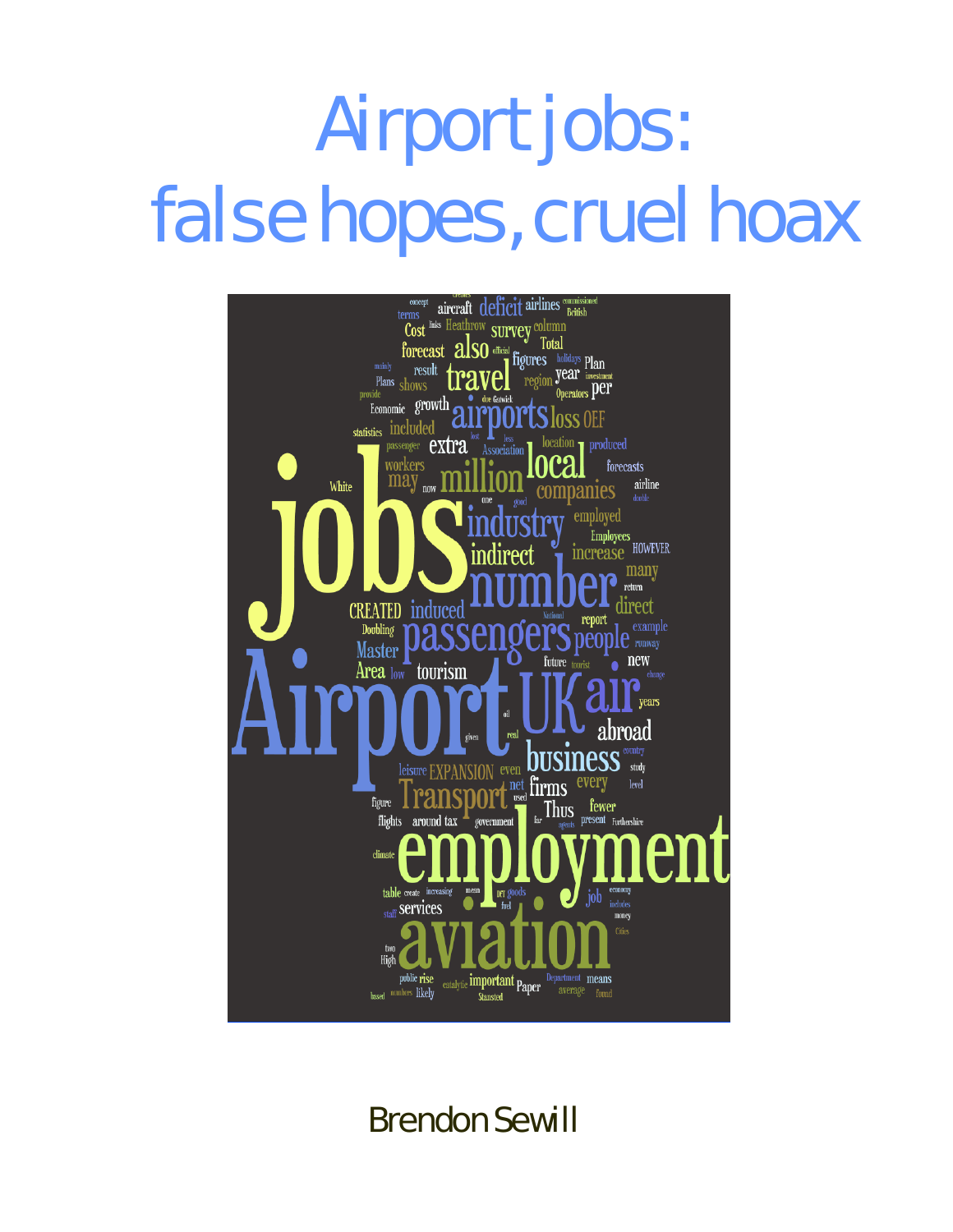# Airport jobs: false hopes, cruel hoax

Brendon Sewill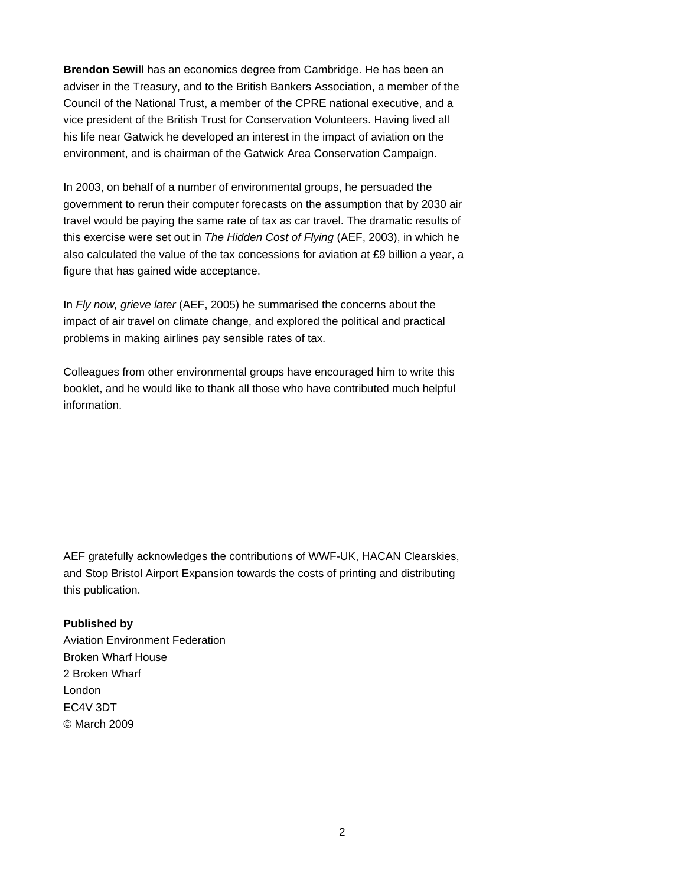**Brendon Sewill** has an economics degree from Cambridge. He has been an adviser in the Treasury, and to the British Bankers Association, a member of the Council of the National Trust, a member of the CPRE national executive, and a vice president of the British Trust for Conservation Volunteers. Having lived all his life near Gatwick he developed an interest in the impact of aviation on the environment, and is chairman of the Gatwick Area Conservation Campaign.

In 2003, on behalf of a number of environmental groups, he persuaded the government to rerun their computer forecasts on the assumption that by 2030 air travel would be paying the same rate of tax as car travel. The dramatic results of this exercise were set out in *The Hidden Cost of Flying* (AEF, 2003), in which he also calculated the value of the tax concessions for aviation at £9 billion a year, a figure that has gained wide acceptance.

In *Fly now, grieve later* (AEF, 2005) he summarised the concerns about the impact of air travel on climate change, and explored the political and practical problems in making airlines pay sensible rates of tax.

Colleagues from other environmental groups have encouraged him to write this booklet, and he would like to thank all those who have contributed much helpful information.

AEF gratefully acknowledges the contributions of WWF-UK, HACAN Clearskies, and Stop Bristol Airport Expansion towards the costs of printing and distributing this publication.

**Published by**
Aviation Environment Federation
Broken Wharf House
2 Broken Wharf
London
EC4V 3DT
© March 2009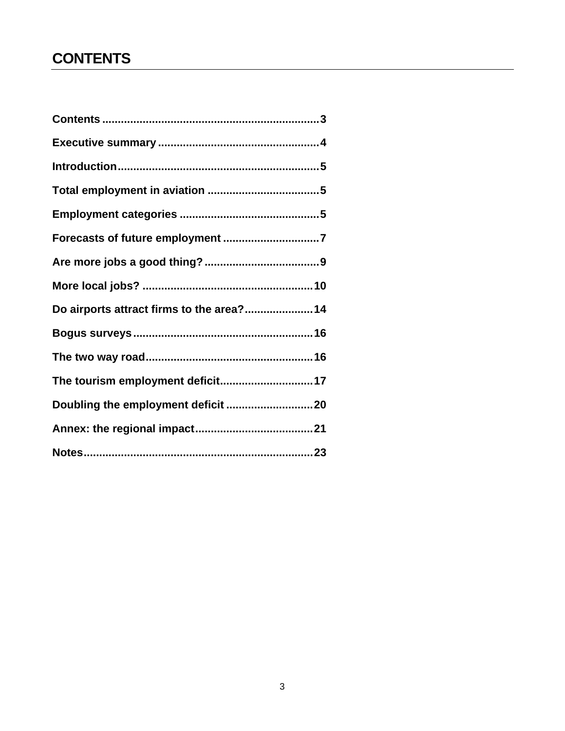# CONTENTS

**Contents** ..................................................................... **3**

**Executive summary** .................................................... **4**

**Introduction** ................................................................. **5**

**Total employment in aviation** .................................... **5**

**Employment categories** ............................................. **5**

**Forecasts of future employment** ............................... **7**

**Are more jobs a good thing?** ..................................... **9**

**More local jobs?** ....................................................... **10**

**Do airports attract firms to the area?** ...................... **14**

**Bogus surveys** .......................................................... **16**

**The two way road** ...................................................... **16**

**The tourism employment deficit** .............................. **17**

**Doubling the employment deficit** ............................ **20**

**Annex: the regional impact** ...................................... **21**

**Notes** .......................................................................... **23**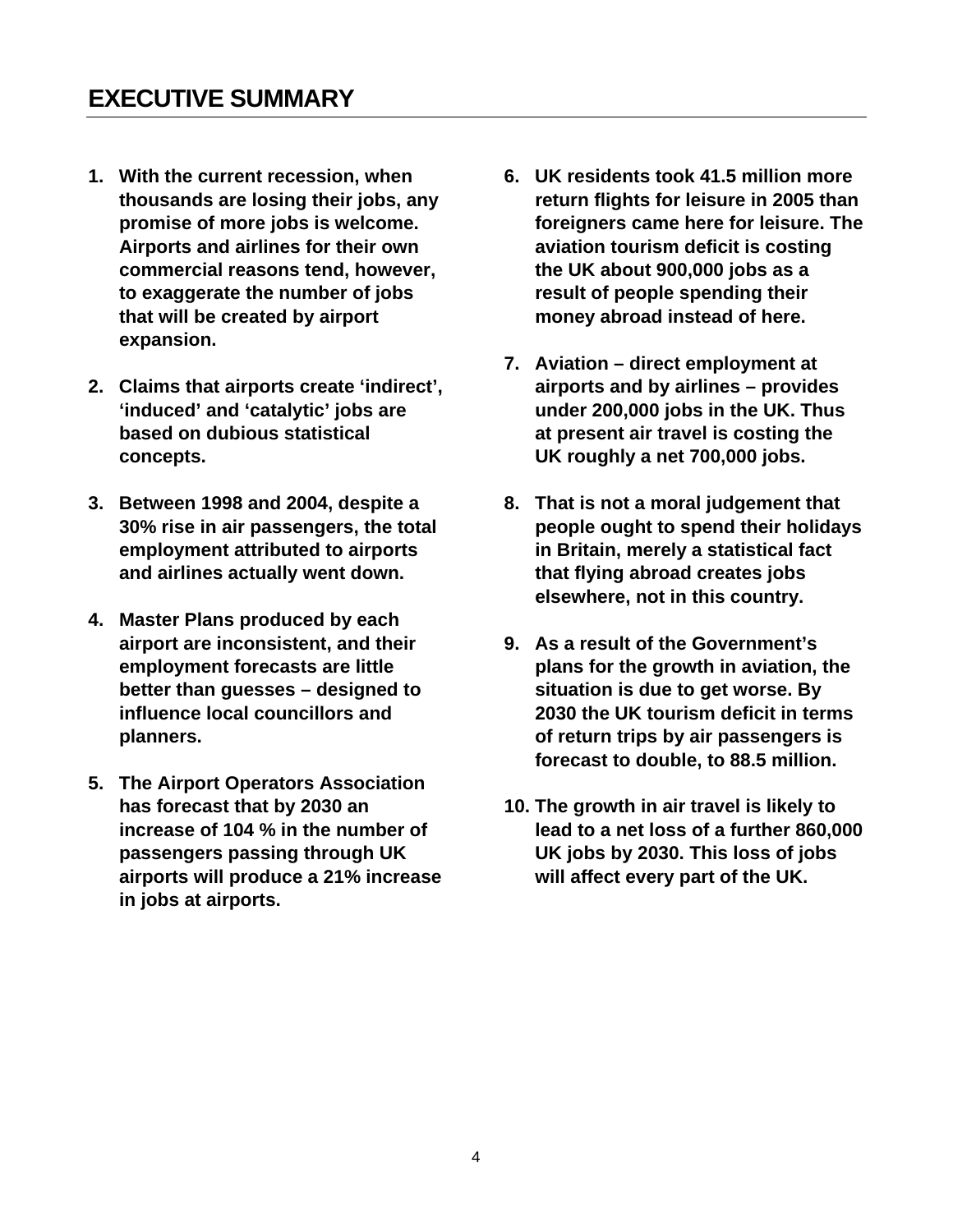# EXECUTIVE SUMMARY

1. **With the current recession, when thousands are losing their jobs, any promise of more jobs is welcome. Airports and airlines for their own commercial reasons tend, however, to exaggerate the number of jobs that will be created by airport expansion.**

2. **Claims that airports create 'indirect', 'induced' and 'catalytic' jobs are based on dubious statistical concepts.**

3. **Between 1998 and 2004, despite a 30% rise in air passengers, the total employment attributed to airports and airlines actually went down.**

4. **Master Plans produced by each airport are inconsistent, and their employment forecasts are little better than guesses – designed to influence local councillors and planners.**

5. **The Airport Operators Association has forecast that by 2030 an increase of 104 % in the number of passengers passing through UK airports will produce a 21% increase in jobs at airports.**

6. **UK residents took 41.5 million more return flights for leisure in 2005 than foreigners came here for leisure. The aviation tourism deficit is costing the UK about 900,000 jobs as a result of people spending their money abroad instead of here.**

7. **Aviation – direct employment at airports and by airlines – provides under 200,000 jobs in the UK. Thus at present air travel is costing the UK roughly a net 700,000 jobs.**

8. **That is not a moral judgement that people ought to spend their holidays in Britain, merely a statistical fact that flying abroad creates jobs elsewhere, not in this country.**

9. **As a result of the Government's plans for the growth in aviation, the situation is due to get worse. By 2030 the UK tourism deficit in terms of return trips by air passengers is forecast to double, to 88.5 million.**

10. **The growth in air travel is likely to lead to a net loss of a further 860,000 UK jobs by 2030. This loss of jobs will affect every part of the UK.**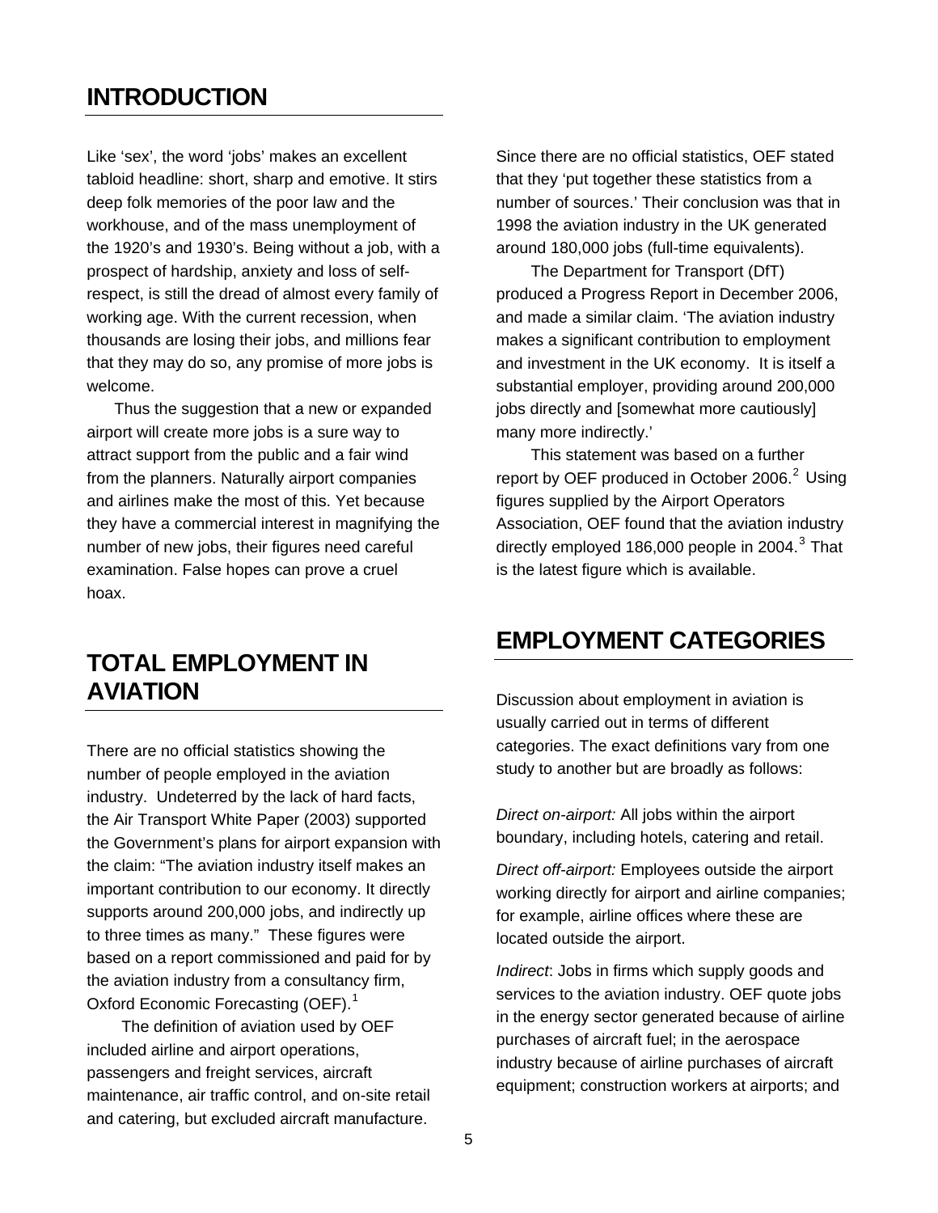## INTRODUCTION

Like 'sex', the word 'jobs' makes an excellent tabloid headline: short, sharp and emotive. It stirs deep folk memories of the poor law and the workhouse, and of the mass unemployment of the 1920's and 1930's. Being without a job, with a prospect of hardship, anxiety and loss of self-respect, is still the dread of almost every family of working age. With the current recession, when thousands are losing their jobs, and millions fear that they may do so, any promise of more jobs is welcome.

Thus the suggestion that a new or expanded airport will create more jobs is a sure way to attract support from the public and a fair wind from the planners. Naturally airport companies and airlines make the most of this. Yet because they have a commercial interest in magnifying the number of new jobs, their figures need careful examination. False hopes can prove a cruel hoax.

## TOTAL EMPLOYMENT IN AVIATION

There are no official statistics showing the number of people employed in the aviation industry. Undeterred by the lack of hard facts, the Air Transport White Paper (2003) supported the Government's plans for airport expansion with the claim: "The aviation industry itself makes an important contribution to our economy. It directly supports around 200,000 jobs, and indirectly up to three times as many." These figures were based on a report commissioned and paid for by the aviation industry from a consultancy firm, Oxford Economic Forecasting (OEF).[1]

The definition of aviation used by OEF included airline and airport operations, passengers and freight services, aircraft maintenance, air traffic control, and on-site retail and catering, but excluded aircraft manufacture.

Since there are no official statistics, OEF stated that they 'put together these statistics from a number of sources.' Their conclusion was that in 1998 the aviation industry in the UK generated around 180,000 jobs (full-time equivalents).

The Department for Transport (DfT) produced a Progress Report in December 2006, and made a similar claim. 'The aviation industry makes a significant contribution to employment and investment in the UK economy. It is itself a substantial employer, providing around 200,000 jobs directly and [somewhat more cautiously] many more indirectly.'

This statement was based on a further report by OEF produced in October 2006.[2] Using figures supplied by the Airport Operators Association, OEF found that the aviation industry directly employed 186,000 people in 2004.[3] That is the latest figure which is available.

## EMPLOYMENT CATEGORIES

Discussion about employment in aviation is usually carried out in terms of different categories. The exact definitions vary from one study to another but are broadly as follows:

*Direct on-airport:* All jobs within the airport boundary, including hotels, catering and retail.

*Direct off-airport:* Employees outside the airport working directly for airport and airline companies; for example, airline offices where these are located outside the airport.

*Indirect*: Jobs in firms which supply goods and services to the aviation industry. OEF quote jobs in the energy sector generated because of airline purchases of aircraft fuel; in the aerospace industry because of airline purchases of aircraft equipment; construction workers at airports; and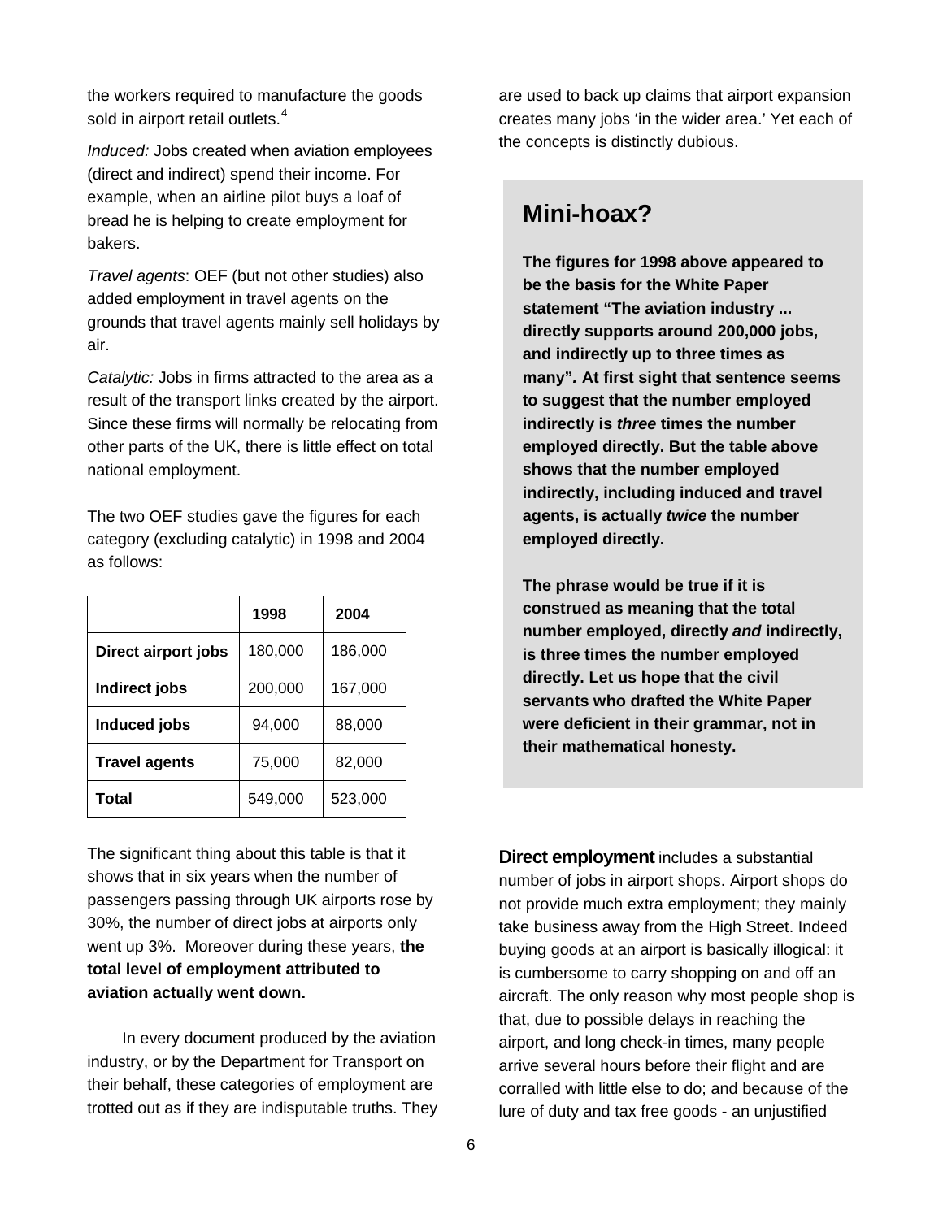the workers required to manufacture the goods sold in airport retail outlets.[4]

*Induced:* Jobs created when aviation employees (direct and indirect) spend their income. For example, when an airline pilot buys a loaf of bread he is helping to create employment for bakers.

*Travel agents*: OEF (but not other studies) also added employment in travel agents on the grounds that travel agents mainly sell holidays by air.

*Catalytic:* Jobs in firms attracted to the area as a result of the transport links created by the airport. Since these firms will normally be relocating from other parts of the UK, there is little effect on total national employment.

The two OEF studies gave the figures for each category (excluding catalytic) in 1998 and 2004 as follows:

| | 1998 | 2004 |
|---|---|---|
| **Direct airport jobs** | 180,000 | 186,000 |
| **Indirect jobs** | 200,000 | 167,000 |
| **Induced jobs** | 94,000 | 88,000 |
| **Travel agents** | 75,000 | 82,000 |
| **Total** | 549,000 | 523,000 |

The significant thing about this table is that it shows that in six years when the number of passengers passing through UK airports rose by 30%, the number of direct jobs at airports only went up 3%. Moreover during these years, **the total level of employment attributed to aviation actually went down.**

In every document produced by the aviation industry, or by the Department for Transport on their behalf, these categories of employment are trotted out as if they are indisputable truths. They are used to back up claims that airport expansion creates many jobs 'in the wider area.' Yet each of the concepts is distinctly dubious.

## Mini-hoax?

**The figures for 1998 above appeared to be the basis for the White Paper statement "The aviation industry ... directly supports around 200,000 jobs, and indirectly up to three times as many". At first sight that sentence seems to suggest that the number employed indirectly is *three* times the number employed directly. But the table above shows that the number employed indirectly, including induced and travel agents, is actually *twice* the number employed directly.**

**The phrase would be true if it is construed as meaning that the total number employed, directly *and* indirectly, is three times the number employed directly. Let us hope that the civil servants who drafted the White Paper were deficient in their grammar, not in their mathematical honesty.**

**Direct employment** includes a substantial number of jobs in airport shops. Airport shops do not provide much extra employment; they mainly take business away from the High Street. Indeed buying goods at an airport is basically illogical: it is cumbersome to carry shopping on and off an aircraft. The only reason why most people shop is that, due to possible delays in reaching the airport, and long check-in times, many people arrive several hours before their flight and are corralled with little else to do; and because of the lure of duty and tax free goods - an unjustified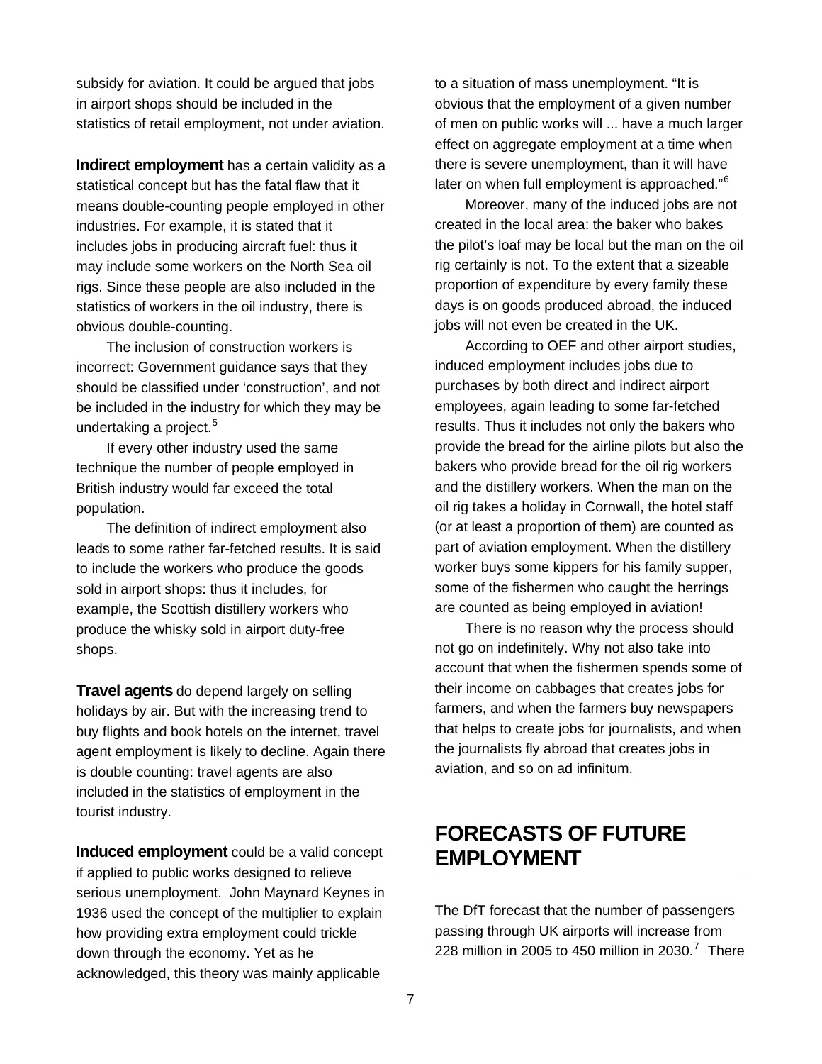subsidy for aviation. It could be argued that jobs in airport shops should be included in the statistics of retail employment, not under aviation.

**Indirect employment** has a certain validity as a statistical concept but has the fatal flaw that it means double-counting people employed in other industries. For example, it is stated that it includes jobs in producing aircraft fuel: thus it may include some workers on the North Sea oil rigs. Since these people are also included in the statistics of workers in the oil industry, there is obvious double-counting.

The inclusion of construction workers is incorrect: Government guidance says that they should be classified under 'construction', and not be included in the industry for which they may be undertaking a project.[5]

If every other industry used the same technique the number of people employed in British industry would far exceed the total population.

The definition of indirect employment also leads to some rather far-fetched results. It is said to include the workers who produce the goods sold in airport shops: thus it includes, for example, the Scottish distillery workers who produce the whisky sold in airport duty-free shops.

**Travel agents** do depend largely on selling holidays by air. But with the increasing trend to buy flights and book hotels on the internet, travel agent employment is likely to decline. Again there is double counting: travel agents are also included in the statistics of employment in the tourist industry.

**Induced employment** could be a valid concept if applied to public works designed to relieve serious unemployment. John Maynard Keynes in 1936 used the concept of the multiplier to explain how providing extra employment could trickle down through the economy. Yet as he acknowledged, this theory was mainly applicable to a situation of mass unemployment. "It is obvious that the employment of a given number of men on public works will ... have a much larger effect on aggregate employment at a time when there is severe unemployment, than it will have later on when full employment is approached."[6]

Moreover, many of the induced jobs are not created in the local area: the baker who bakes the pilot's loaf may be local but the man on the oil rig certainly is not. To the extent that a sizeable proportion of expenditure by every family these days is on goods produced abroad, the induced jobs will not even be created in the UK.

According to OEF and other airport studies, induced employment includes jobs due to purchases by both direct and indirect airport employees, again leading to some far-fetched results. Thus it includes not only the bakers who provide the bread for the airline pilots but also the bakers who provide bread for the oil rig workers and the distillery workers. When the man on the oil rig takes a holiday in Cornwall, the hotel staff (or at least a proportion of them) are counted as part of aviation employment. When the distillery worker buys some kippers for his family supper, some of the fishermen who caught the herrings are counted as being employed in aviation!

There is no reason why the process should not go on indefinitely. Why not also take into account that when the fishermen spends some of their income on cabbages that creates jobs for farmers, and when the farmers buy newspapers that helps to create jobs for journalists, and when the journalists fly abroad that creates jobs in aviation, and so on ad infinitum.

## FORECASTS OF FUTURE EMPLOYMENT

The DfT forecast that the number of passengers passing through UK airports will increase from 228 million in 2005 to 450 million in 2030.[7] There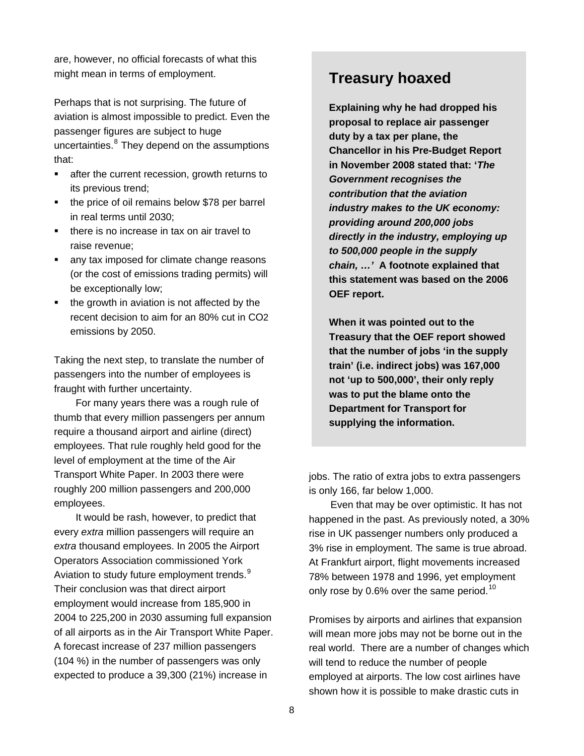are, however, no official forecasts of what this might mean in terms of employment.

Perhaps that is not surprising. The future of aviation is almost impossible to predict. Even the passenger figures are subject to huge uncertainties.[8] They depend on the assumptions that:

- after the current recession, growth returns to its previous trend;
- the price of oil remains below \$78 per barrel in real terms until 2030;
- there is no increase in tax on air travel to raise revenue;
- any tax imposed for climate change reasons (or the cost of emissions trading permits) will be exceptionally low;
- the growth in aviation is not affected by the recent decision to aim for an 80% cut in $CO_2$ emissions by 2050.

Taking the next step, to translate the number of passengers into the number of employees is fraught with further uncertainty.

For many years there was a rough rule of thumb that every million passengers per annum require a thousand airport and airline (direct) employees. That rule roughly held good for the level of employment at the time of the Air Transport White Paper. In 2003 there were roughly 200 million passengers and 200,000 employees.

It would be rash, however, to predict that every *extra* million passengers will require an *extra* thousand employees. In 2005 the Airport Operators Association commissioned York Aviation to study future employment trends.[9] Their conclusion was that direct airport employment would increase from 185,900 in 2004 to 225,200 in 2030 assuming full expansion of all airports as in the Air Transport White Paper. A forecast increase of 237 million passengers (104 %) in the number of passengers was only expected to produce a 39,300 (21%) increase in jobs. The ratio of extra jobs to extra passengers is only 166, far below 1,000.

Even that may be over optimistic. It has not happened in the past. As previously noted, a 30% rise in UK passenger numbers only produced a 3% rise in employment. The same is true abroad. At Frankfurt airport, flight movements increased 78% between 1978 and 1996, yet employment only rose by 0.6% over the same period.[10]

Promises by airports and airlines that expansion will mean more jobs may not be borne out in the real world. There are a number of changes which will tend to reduce the number of people employed at airports. The low cost airlines have shown how it is possible to make drastic cuts in

## Treasury hoaxed

**Explaining why he had dropped his proposal to replace air passenger duty by a tax per plane, the Chancellor in his Pre-Budget Report in November 2008 stated that: '*The Government recognises the contribution that the aviation industry makes to the UK economy: providing around 200,000 jobs directly in the industry, employing up to 500,000 people in the supply chain, …*' A footnote explained that this statement was based on the 2006 OEF report.**

**When it was pointed out to the Treasury that the OEF report showed that the number of jobs 'in the supply train' (i.e. indirect jobs) was 167,000 not 'up to 500,000', their only reply was to put the blame onto the Department for Transport for supplying the information.**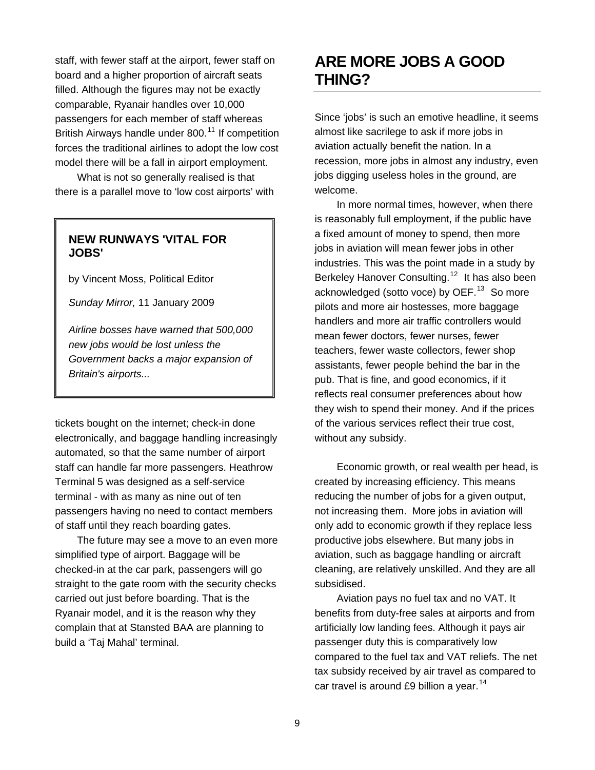staff, with fewer staff at the airport, fewer staff on board and a higher proportion of aircraft seats filled. Although the figures may not be exactly comparable, Ryanair handles over 10,000 passengers for each member of staff whereas British Airways handle under 800.[11] If competition forces the traditional airlines to adopt the low cost model there will be a fall in airport employment.

What is not so generally realised is that there is a parallel move to 'low cost airports' with tickets bought on the internet; check-in done electronically, and baggage handling increasingly automated, so that the same number of airport staff can handle far more passengers. Heathrow Terminal 5 was designed as a self-service terminal - with as many as nine out of ten passengers having no need to contact members of staff until they reach boarding gates.

> **NEW RUNWAYS 'VITAL FOR JOBS'**
>
> by Vincent Moss, Political Editor
>
> *Sunday Mirror,* 11 January 2009
>
> *Airline bosses have warned that 500,000 new jobs would be lost unless the Government backs a major expansion of Britain's airports...*

The future may see a move to an even more simplified type of airport. Baggage will be checked-in at the car park, passengers will go straight to the gate room with the security checks carried out just before boarding. That is the Ryanair model, and it is the reason why they complain that at Stansted BAA are planning to build a 'Taj Mahal' terminal.

## ARE MORE JOBS A GOOD THING?

Since 'jobs' is such an emotive headline, it seems almost like sacrilege to ask if more jobs in aviation actually benefit the nation. In a recession, more jobs in almost any industry, even jobs digging useless holes in the ground, are welcome.

In more normal times, however, when there is reasonably full employment, if the public have a fixed amount of money to spend, then more jobs in aviation will mean fewer jobs in other industries. This was the point made in a study by Berkeley Hanover Consulting.[12] It has also been acknowledged (sotto voce) by OEF.[13] So more pilots and more air hostesses, more baggage handlers and more air traffic controllers would mean fewer doctors, fewer nurses, fewer teachers, fewer waste collectors, fewer shop assistants, fewer people behind the bar in the pub. That is fine, and good economics, if it reflects real consumer preferences about how they wish to spend their money. And if the prices of the various services reflect their true cost, without any subsidy.

Economic growth, or real wealth per head, is created by increasing efficiency. This means reducing the number of jobs for a given output, not increasing them. More jobs in aviation will only add to economic growth if they replace less productive jobs elsewhere. But many jobs in aviation, such as baggage handling or aircraft cleaning, are relatively unskilled. And they are all subsidised.

Aviation pays no fuel tax and no VAT. It benefits from duty-free sales at airports and from artificially low landing fees. Although it pays air passenger duty this is comparatively low compared to the fuel tax and VAT reliefs. The net tax subsidy received by air travel as compared to car travel is around £9 billion a year.[14]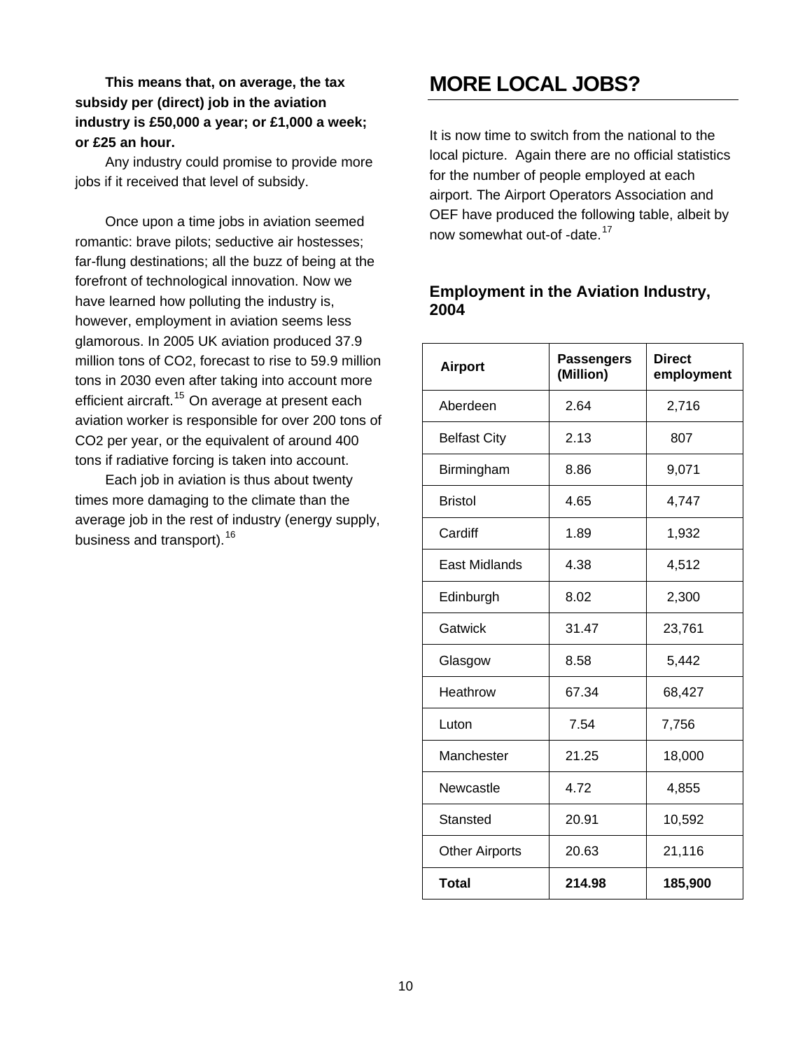**This means that, on average, the tax subsidy per (direct) job in the aviation industry is £50,000 a year; or £1,000 a week; or £25 an hour.**

Any industry could promise to provide more jobs if it received that level of subsidy.

Once upon a time jobs in aviation seemed romantic: brave pilots; seductive air hostesses; far-flung destinations; all the buzz of being at the forefront of technological innovation. Now we have learned how polluting the industry is, however, employment in aviation seems less glamorous. In 2005 UK aviation produced 37.9 million tons of $CO_2$, forecast to rise to 59.9 million tons in 2030 even after taking into account more efficient aircraft.[15] On average at present each aviation worker is responsible for over 200 tons of $CO_2$ per year, or the equivalent of around 400 tons if radiative forcing is taken into account.

Each job in aviation is thus about twenty times more damaging to the climate than the average job in the rest of industry (energy supply, business and transport).[16]

# MORE LOCAL JOBS?

It is now time to switch from the national to the local picture. Again there are no official statistics for the number of people employed at each airport. The Airport Operators Association and OEF have produced the following table, albeit by now somewhat out-of -date.[17]

### Employment in the Aviation Industry, 2004

| Airport | Passengers (Million) | Direct employment |
|---|---|---|
| Aberdeen | 2.64 | 2,716 |
| Belfast City | 2.13 | 807 |
| Birmingham | 8.86 | 9,071 |
| Bristol | 4.65 | 4,747 |
| Cardiff | 1.89 | 1,932 |
| East Midlands | 4.38 | 4,512 |
| Edinburgh | 8.02 | 2,300 |
| Gatwick | 31.47 | 23,761 |
| Glasgow | 8.58 | 5,442 |
| Heathrow | 67.34 | 68,427 |
| Luton | 7.54 | 7,756 |
| Manchester | 21.25 | 18,000 |
| Newcastle | 4.72 | 4,855 |
| Stansted | 20.91 | 10,592 |
| Other Airports | 20.63 | 21,116 |
| **Total** | **214.98** | **185,900** |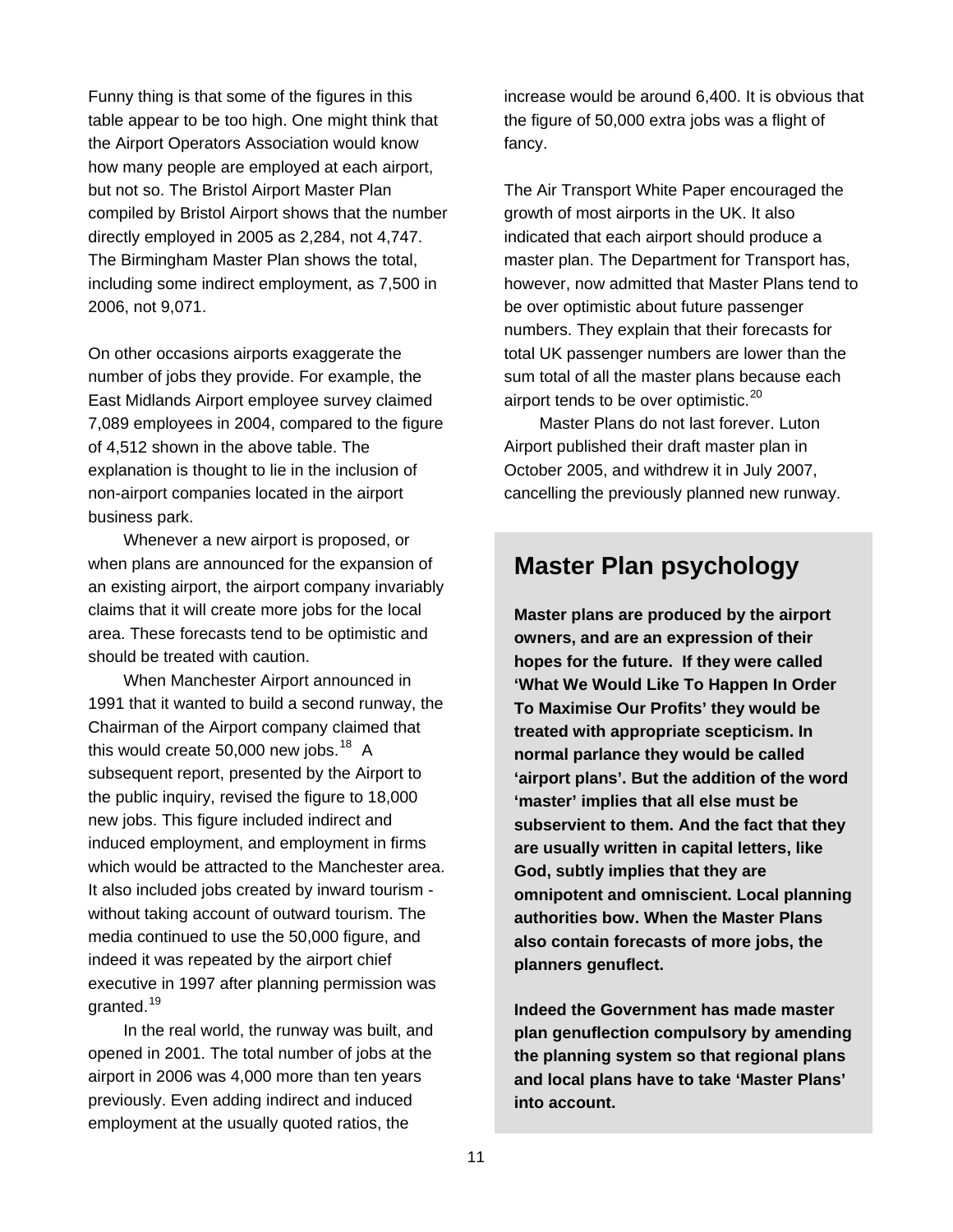Funny thing is that some of the figures in this table appear to be too high. One might think that the Airport Operators Association would know how many people are employed at each airport, but not so. The Bristol Airport Master Plan compiled by Bristol Airport shows that the number directly employed in 2005 as 2,284, not 4,747. The Birmingham Master Plan shows the total, including some indirect employment, as 7,500 in 2006, not 9,071.

On other occasions airports exaggerate the number of jobs they provide. For example, the East Midlands Airport employee survey claimed 7,089 employees in 2004, compared to the figure of 4,512 shown in the above table. The explanation is thought to lie in the inclusion of non-airport companies located in the airport business park.

Whenever a new airport is proposed, or when plans are announced for the expansion of an existing airport, the airport company invariably claims that it will create more jobs for the local area. These forecasts tend to be optimistic and should be treated with caution.

When Manchester Airport announced in 1991 that it wanted to build a second runway, the Chairman of the Airport company claimed that this would create 50,000 new jobs.[18] A subsequent report, presented by the Airport to the public inquiry, revised the figure to 18,000 new jobs. This figure included indirect and induced employment, and employment in firms which would be attracted to the Manchester area. It also included jobs created by inward tourism - without taking account of outward tourism. The media continued to use the 50,000 figure, and indeed it was repeated by the airport chief executive in 1997 after planning permission was granted.[19]

In the real world, the runway was built, and opened in 2001. The total number of jobs at the airport in 2006 was 4,000 more than ten years previously. Even adding indirect and induced employment at the usually quoted ratios, the increase would be around 6,400. It is obvious that the figure of 50,000 extra jobs was a flight of fancy.

The Air Transport White Paper encouraged the growth of most airports in the UK. It also indicated that each airport should produce a master plan. The Department for Transport has, however, now admitted that Master Plans tend to be over optimistic about future passenger numbers. They explain that their forecasts for total UK passenger numbers are lower than the sum total of all the master plans because each airport tends to be over optimistic.[20]

Master Plans do not last forever. Luton Airport published their draft master plan in October 2005, and withdrew it in July 2007, cancelling the previously planned new runway.

## Master Plan psychology

**Master plans are produced by the airport owners, and are an expression of their hopes for the future. If they were called 'What We Would Like To Happen In Order To Maximise Our Profits' they would be treated with appropriate scepticism. In normal parlance they would be called 'airport plans'. But the addition of the word 'master' implies that all else must be subservient to them. And the fact that they are usually written in capital letters, like God, subtly implies that they are omnipotent and omniscient. Local planning authorities bow. When the Master Plans also contain forecasts of more jobs, the planners genuflect.**

**Indeed the Government has made master plan genuflection compulsory by amending the planning system so that regional plans and local plans have to take 'Master Plans' into account.**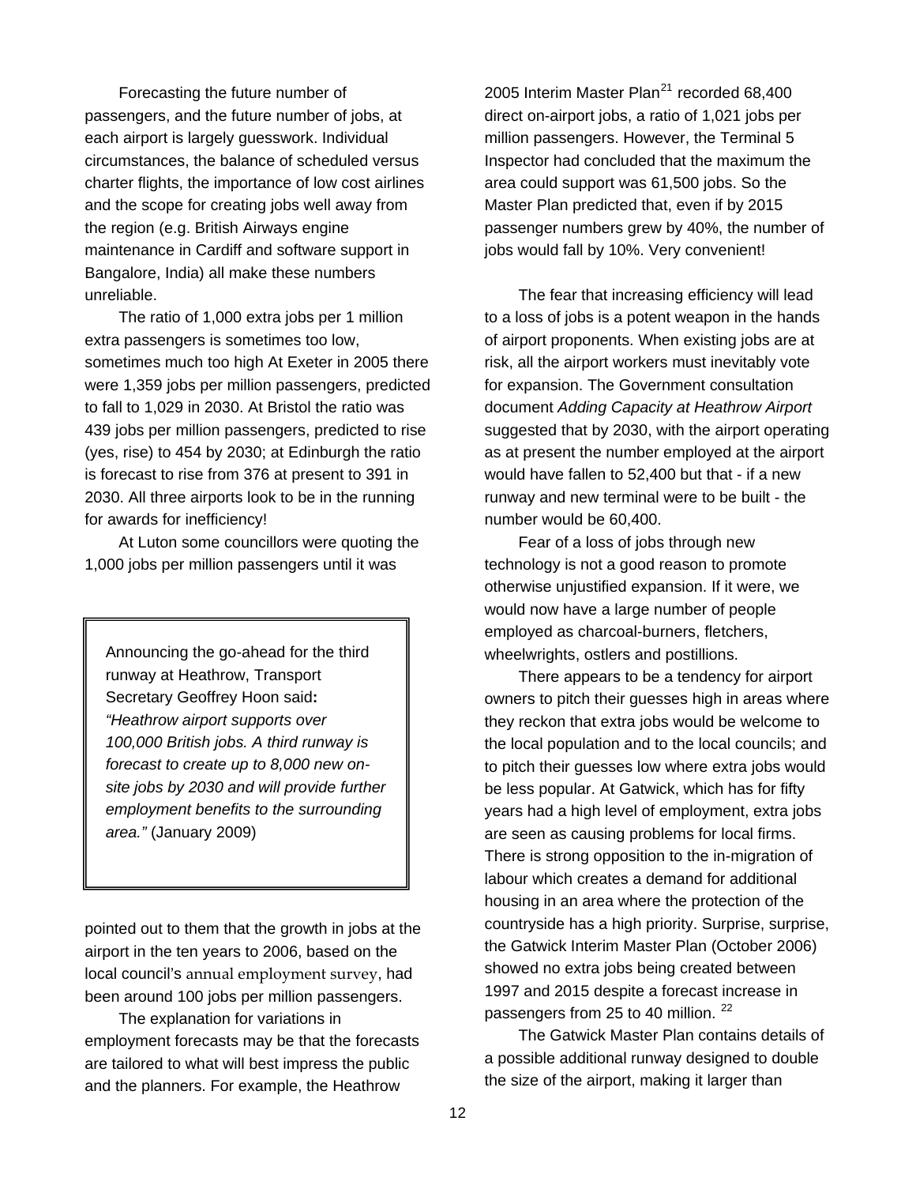Forecasting the future number of passengers, and the future number of jobs, at each airport is largely guesswork. Individual circumstances, the balance of scheduled versus charter flights, the importance of low cost airlines and the scope for creating jobs well away from the region (e.g. British Airways engine maintenance in Cardiff and software support in Bangalore, India) all make these numbers unreliable.

The ratio of 1,000 extra jobs per 1 million extra passengers is sometimes too low, sometimes much too high At Exeter in 2005 there were 1,359 jobs per million passengers, predicted to fall to 1,029 in 2030. At Bristol the ratio was 439 jobs per million passengers, predicted to rise (yes, rise) to 454 by 2030; at Edinburgh the ratio is forecast to rise from 376 at present to 391 in 2030. All three airports look to be in the running for awards for inefficiency!

At Luton some councillors were quoting the 1,000 jobs per million passengers until it was pointed out to them that the growth in jobs at the airport in the ten years to 2006, based on the local council's annual employment survey, had been around 100 jobs per million passengers.

> Announcing the go-ahead for the third runway at Heathrow, Transport Secretary Geoffrey Hoon said**:** *"Heathrow airport supports over 100,000 British jobs. A third runway is forecast to create up to 8,000 new on-site jobs by 2030 and will provide further employment benefits to the surrounding area."* (January 2009)

The explanation for variations in employment forecasts may be that the forecasts are tailored to what will best impress the public and the planners. For example, the Heathrow 2005 Interim Master Plan[21] recorded 68,400 direct on-airport jobs, a ratio of 1,021 jobs per million passengers. However, the Terminal 5 Inspector had concluded that the maximum the area could support was 61,500 jobs. So the Master Plan predicted that, even if by 2015 passenger numbers grew by 40%, the number of jobs would fall by 10%. Very convenient!

The fear that increasing efficiency will lead to a loss of jobs is a potent weapon in the hands of airport proponents. When existing jobs are at risk, all the airport workers must inevitably vote for expansion. The Government consultation document *Adding Capacity at Heathrow Airport* suggested that by 2030, with the airport operating as at present the number employed at the airport would have fallen to 52,400 but that - if a new runway and new terminal were to be built - the number would be 60,400.

Fear of a loss of jobs through new technology is not a good reason to promote otherwise unjustified expansion. If it were, we would now have a large number of people employed as charcoal-burners, fletchers, wheelwrights, ostlers and postillions.

There appears to be a tendency for airport owners to pitch their guesses high in areas where they reckon that extra jobs would be welcome to the local population and to the local councils; and to pitch their guesses low where extra jobs would be less popular. At Gatwick, which has for fifty years had a high level of employment, extra jobs are seen as causing problems for local firms. There is strong opposition to the in-migration of labour which creates a demand for additional housing in an area where the protection of the countryside has a high priority. Surprise, surprise, the Gatwick Interim Master Plan (October 2006) showed no extra jobs being created between 1997 and 2015 despite a forecast increase in passengers from 25 to 40 million. [22]

The Gatwick Master Plan contains details of a possible additional runway designed to double the size of the airport, making it larger than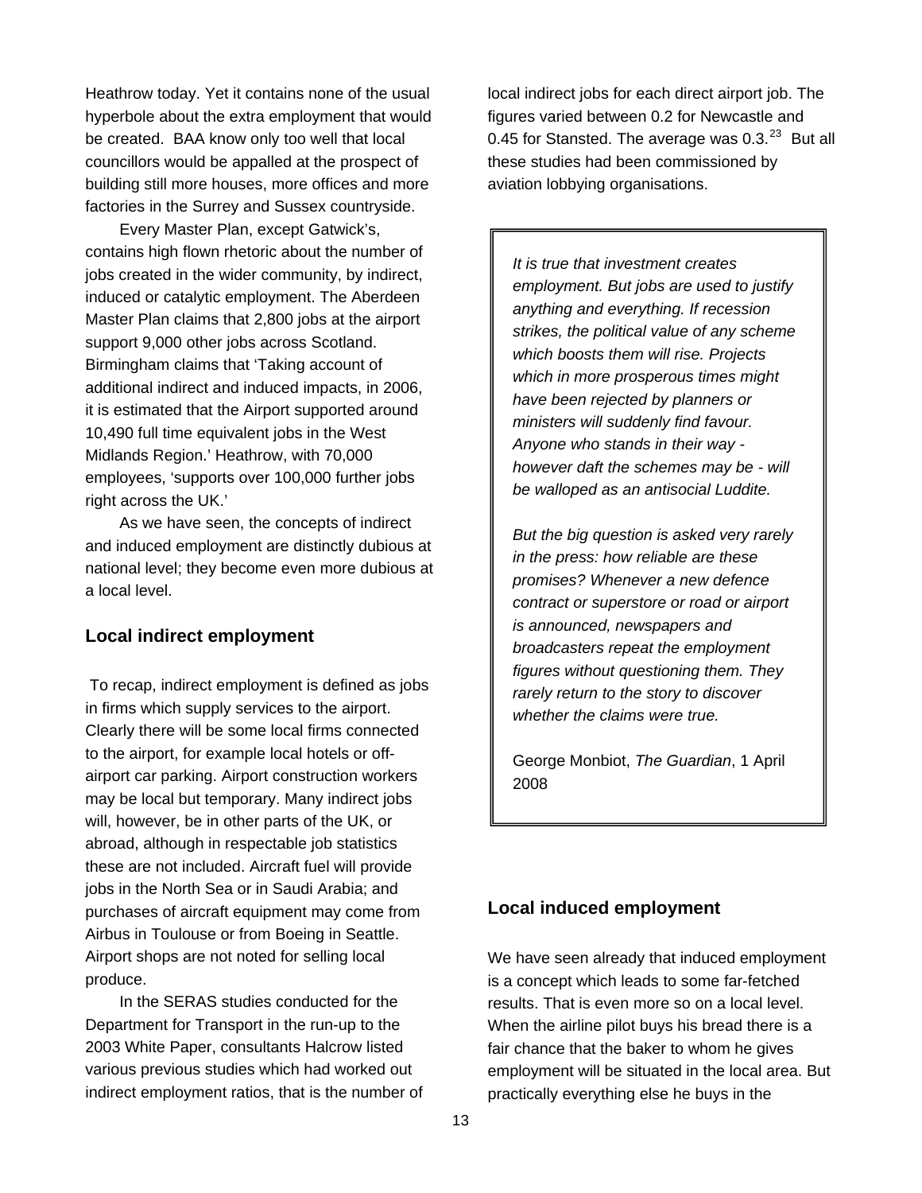Heathrow today. Yet it contains none of the usual hyperbole about the extra employment that would be created. BAA know only too well that local councillors would be appalled at the prospect of building still more houses, more offices and more factories in the Surrey and Sussex countryside.

Every Master Plan, except Gatwick's, contains high flown rhetoric about the number of jobs created in the wider community, by indirect, induced or catalytic employment. The Aberdeen Master Plan claims that 2,800 jobs at the airport support 9,000 other jobs across Scotland. Birmingham claims that 'Taking account of additional indirect and induced impacts, in 2006, it is estimated that the Airport supported around 10,490 full time equivalent jobs in the West Midlands Region.' Heathrow, with 70,000 employees, 'supports over 100,000 further jobs right across the UK.'

As we have seen, the concepts of indirect and induced employment are distinctly dubious at national level; they become even more dubious at a local level.

## Local indirect employment

To recap, indirect employment is defined as jobs in firms which supply services to the airport. Clearly there will be some local firms connected to the airport, for example local hotels or off-airport car parking. Airport construction workers may be local but temporary. Many indirect jobs will, however, be in other parts of the UK, or abroad, although in respectable job statistics these are not included. Aircraft fuel will provide jobs in the North Sea or in Saudi Arabia; and purchases of aircraft equipment may come from Airbus in Toulouse or from Boeing in Seattle. Airport shops are not noted for selling local produce.

In the SERAS studies conducted for the Department for Transport in the run-up to the 2003 White Paper, consultants Halcrow listed various previous studies which had worked out indirect employment ratios, that is the number of local indirect jobs for each direct airport job. The figures varied between 0.2 for Newcastle and 0.45 for Stansted. The average was 0.3.[23] But all these studies had been commissioned by aviation lobbying organisations.

> *It is true that investment creates employment. But jobs are used to justify anything and everything. If recession strikes, the political value of any scheme which boosts them will rise. Projects which in more prosperous times might have been rejected by planners or ministers will suddenly find favour. Anyone who stands in their way - however daft the schemes may be - will be walloped as an antisocial Luddite.*
>
> *But the big question is asked very rarely in the press: how reliable are these promises? Whenever a new defence contract or superstore or road or airport is announced, newspapers and broadcasters repeat the employment figures without questioning them. They rarely return to the story to discover whether the claims were true.*
>
> George Monbiot, *The Guardian*, 1 April 2008

## Local induced employment

We have seen already that induced employment is a concept which leads to some far-fetched results. That is even more so on a local level. When the airline pilot buys his bread there is a fair chance that the baker to whom he gives employment will be situated in the local area. But practically everything else he buys in the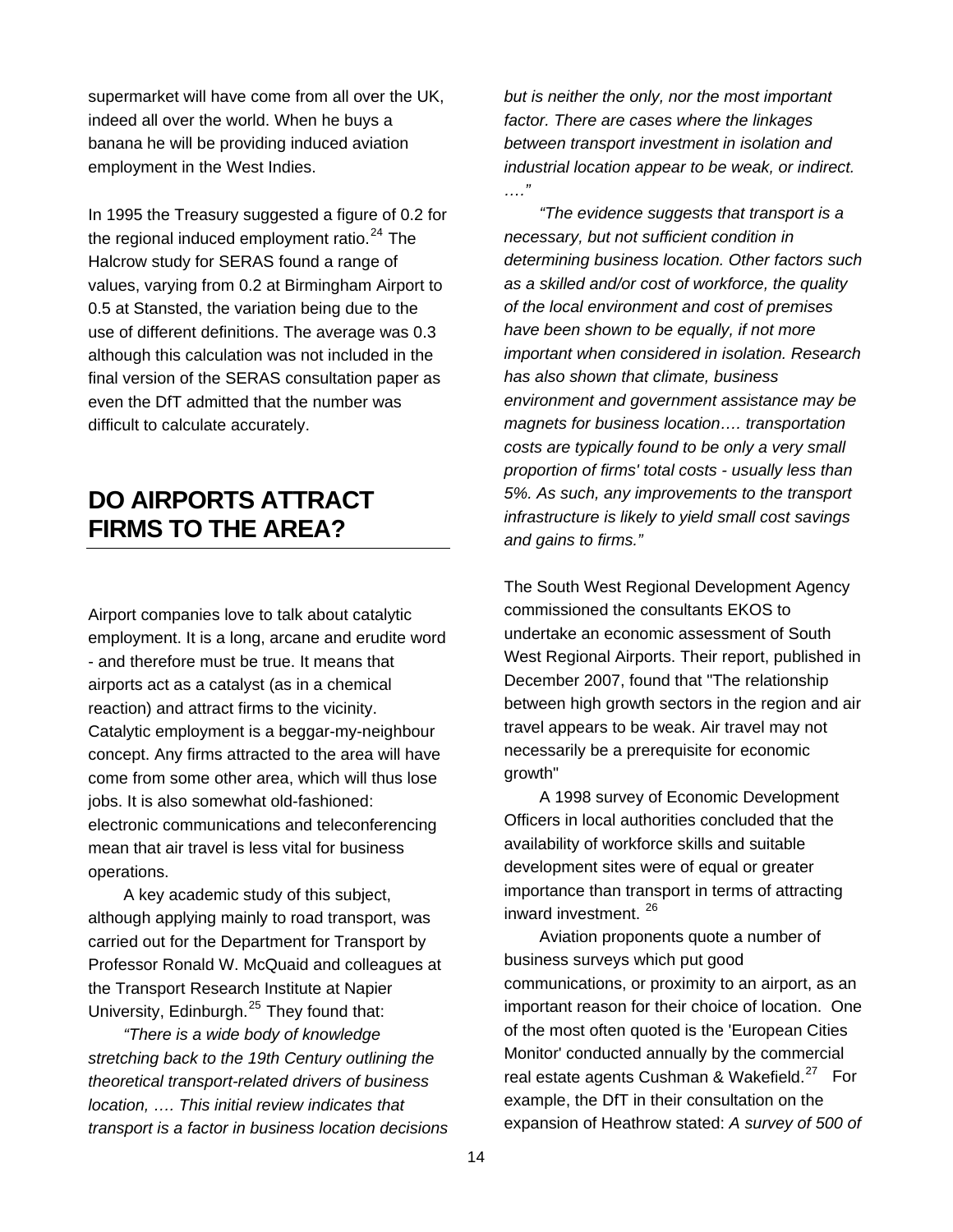supermarket will have come from all over the UK, indeed all over the world. When he buys a banana he will be providing induced aviation employment in the West Indies.

In 1995 the Treasury suggested a figure of 0.2 for the regional induced employment ratio.[24] The Halcrow study for SERAS found a range of values, varying from 0.2 at Birmingham Airport to 0.5 at Stansted, the variation being due to the use of different definitions. The average was 0.3 although this calculation was not included in the final version of the SERAS consultation paper as even the DfT admitted that the number was difficult to calculate accurately.

## DO AIRPORTS ATTRACT FIRMS TO THE AREA?

Airport companies love to talk about catalytic employment. It is a long, arcane and erudite word - and therefore must be true. It means that airports act as a catalyst (as in a chemical reaction) and attract firms to the vicinity. Catalytic employment is a beggar-my-neighbour concept. Any firms attracted to the area will have come from some other area, which will thus lose jobs. It is also somewhat old-fashioned: electronic communications and teleconferencing mean that air travel is less vital for business operations.

A key academic study of this subject, although applying mainly to road transport, was carried out for the Department for Transport by Professor Ronald W. McQuaid and colleagues at the Transport Research Institute at Napier University, Edinburgh.[25] They found that:

*"There is a wide body of knowledge stretching back to the 19th Century outlining the theoretical transport-related drivers of business location, …. This initial review indicates that transport is a factor in business location decisions but is neither the only, nor the most important factor. There are cases where the linkages between transport investment in isolation and industrial location appear to be weak, or indirect. …."*

*"The evidence suggests that transport is a necessary, but not sufficient condition in determining business location. Other factors such as a skilled and/or cost of workforce, the quality of the local environment and cost of premises have been shown to be equally, if not more important when considered in isolation. Research has also shown that climate, business environment and government assistance may be magnets for business location…. transportation costs are typically found to be only a very small proportion of firms' total costs - usually less than 5%. As such, any improvements to the transport infrastructure is likely to yield small cost savings and gains to firms."*

The South West Regional Development Agency commissioned the consultants EKOS to undertake an economic assessment of South West Regional Airports. Their report, published in December 2007, found that "The relationship between high growth sectors in the region and air travel appears to be weak. Air travel may not necessarily be a prerequisite for economic growth"

A 1998 survey of Economic Development Officers in local authorities concluded that the availability of workforce skills and suitable development sites were of equal or greater importance than transport in terms of attracting inward investment. [26]

Aviation proponents quote a number of business surveys which put good communications, or proximity to an airport, as an important reason for their choice of location. One of the most often quoted is the 'European Cities Monitor' conducted annually by the commercial real estate agents Cushman & Wakefield.[27] For example, the DfT in their consultation on the expansion of Heathrow stated: *A survey of 500 of*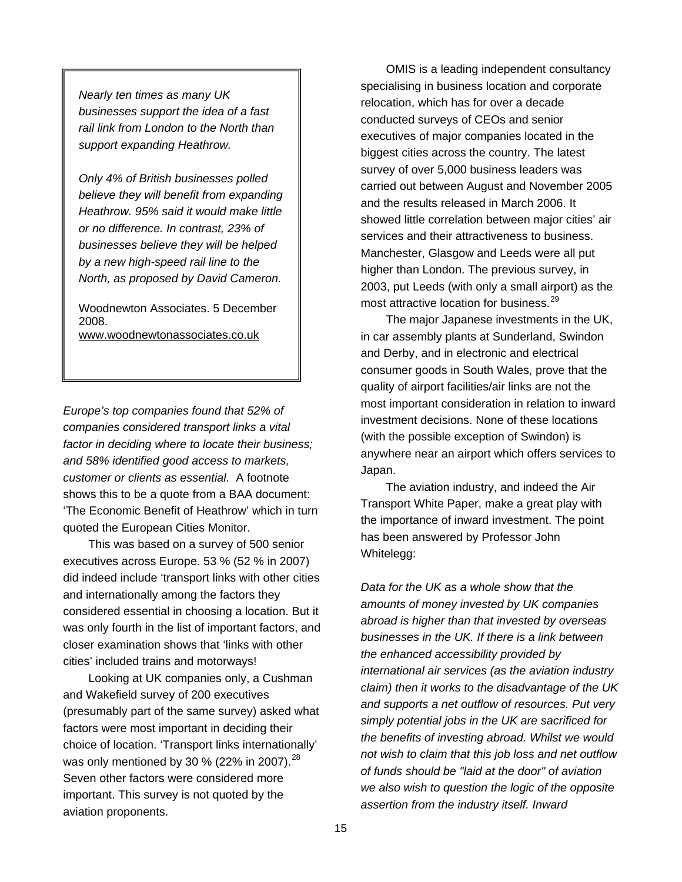> *Nearly ten times as many UK businesses support the idea of a fast rail link from London to the North than support expanding Heathrow.*
>
> *Only 4% of British businesses polled believe they will benefit from expanding Heathrow. 95% said it would make little or no difference. In contrast, 23% of businesses believe they will be helped by a new high-speed rail line to the North, as proposed by David Cameron.*
>
> Woodnewton Associates. 5 December 2008.
> www.woodnewtonassociates.co.uk

*Europe's top companies found that 52% of companies considered transport links a vital factor in deciding where to locate their business; and 58% identified good access to markets, customer or clients as essential.* A footnote shows this to be a quote from a BAA document: 'The Economic Benefit of Heathrow' which in turn quoted the European Cities Monitor.

This was based on a survey of 500 senior executives across Europe. 53 % (52 % in 2007) did indeed include 'transport links with other cities and internationally among the factors they considered essential in choosing a location. But it was only fourth in the list of important factors, and closer examination shows that 'links with other cities' included trains and motorways!

Looking at UK companies only, a Cushman and Wakefield survey of 200 executives (presumably part of the same survey) asked what factors were most important in deciding their choice of location. 'Transport links internationally' was only mentioned by 30 % (22% in 2007).[28] Seven other factors were considered more important. This survey is not quoted by the aviation proponents.

OMIS is a leading independent consultancy specialising in business location and corporate relocation, which has for over a decade conducted surveys of CEOs and senior executives of major companies located in the biggest cities across the country. The latest survey of over 5,000 business leaders was carried out between August and November 2005 and the results released in March 2006. It showed little correlation between major cities' air services and their attractiveness to business. Manchester, Glasgow and Leeds were all put higher than London. The previous survey, in 2003, put Leeds (with only a small airport) as the most attractive location for business.[29]

The major Japanese investments in the UK, in car assembly plants at Sunderland, Swindon and Derby, and in electronic and electrical consumer goods in South Wales, prove that the quality of airport facilities/air links are not the most important consideration in relation to inward investment decisions. None of these locations (with the possible exception of Swindon) is anywhere near an airport which offers services to Japan.

The aviation industry, and indeed the Air Transport White Paper, make a great play with the importance of inward investment. The point has been answered by Professor John Whitelegg:

*Data for the UK as a whole show that the amounts of money invested by UK companies abroad is higher than that invested by overseas businesses in the UK. If there is a link between the enhanced accessibility provided by international air services (as the aviation industry claim) then it works to the disadvantage of the UK and supports a net outflow of resources. Put very simply potential jobs in the UK are sacrificed for the benefits of investing abroad. Whilst we would not wish to claim that this job loss and net outflow of funds should be "laid at the door" of aviation we also wish to question the logic of the opposite assertion from the industry itself. Inward*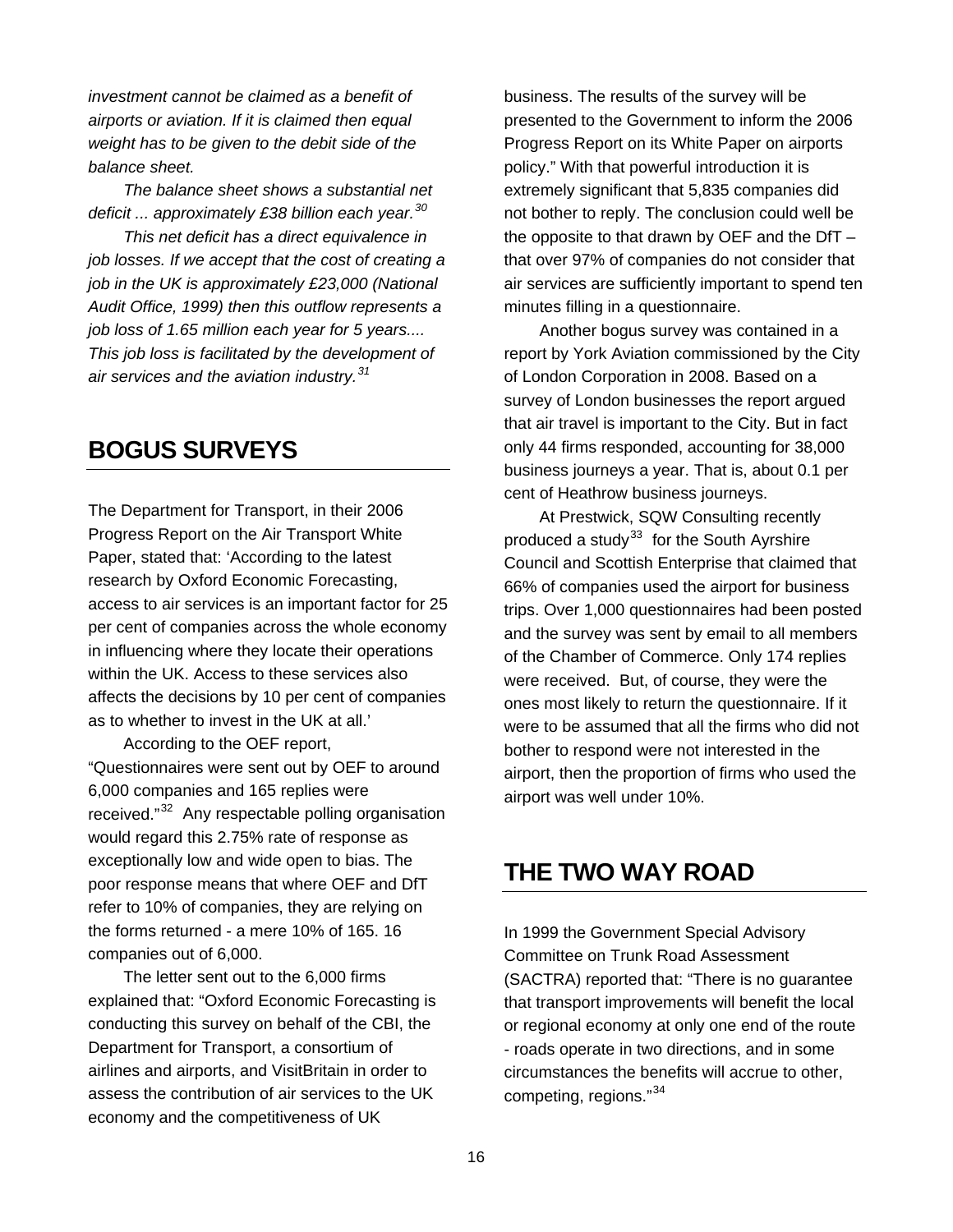*investment cannot be claimed as a benefit of airports or aviation. If it is claimed then equal weight has to be given to the debit side of the balance sheet.*

*The balance sheet shows a substantial net deficit ... approximately £38 billion each year.*[30]

*This net deficit has a direct equivalence in job losses. If we accept that the cost of creating a job in the UK is approximately £23,000 (National Audit Office, 1999) then this outflow represents a job loss of 1.65 million each year for 5 years.... This job loss is facilitated by the development of air services and the aviation industry.*[31]

## BOGUS SURVEYS

The Department for Transport, in their 2006 Progress Report on the Air Transport White Paper, stated that: 'According to the latest research by Oxford Economic Forecasting, access to air services is an important factor for 25 per cent of companies across the whole economy in influencing where they locate their operations within the UK. Access to these services also affects the decisions by 10 per cent of companies as to whether to invest in the UK at all.'

According to the OEF report, "Questionnaires were sent out by OEF to around 6,000 companies and 165 replies were received."[32] Any respectable polling organisation would regard this 2.75% rate of response as exceptionally low and wide open to bias. The poor response means that where OEF and DfT refer to 10% of companies, they are relying on the forms returned - a mere 10% of 165. 16 companies out of 6,000.

The letter sent out to the 6,000 firms explained that: "Oxford Economic Forecasting is conducting this survey on behalf of the CBI, the Department for Transport, a consortium of airlines and airports, and VisitBritain in order to assess the contribution of air services to the UK economy and the competitiveness of UK business. The results of the survey will be presented to the Government to inform the 2006 Progress Report on its White Paper on airports policy." With that powerful introduction it is extremely significant that 5,835 companies did not bother to reply. The conclusion could well be the opposite to that drawn by OEF and the DfT – that over 97% of companies do not consider that air services are sufficiently important to spend ten minutes filling in a questionnaire.

Another bogus survey was contained in a report by York Aviation commissioned by the City of London Corporation in 2008. Based on a survey of London businesses the report argued that air travel is important to the City. But in fact only 44 firms responded, accounting for 38,000 business journeys a year. That is, about 0.1 per cent of Heathrow business journeys.

At Prestwick, SQW Consulting recently produced a study[33] for the South Ayrshire Council and Scottish Enterprise that claimed that 66% of companies used the airport for business trips. Over 1,000 questionnaires had been posted and the survey was sent by email to all members of the Chamber of Commerce. Only 174 replies were received. But, of course, they were the ones most likely to return the questionnaire. If it were to be assumed that all the firms who did not bother to respond were not interested in the airport, then the proportion of firms who used the airport was well under 10%.

## THE TWO WAY ROAD

In 1999 the Government Special Advisory Committee on Trunk Road Assessment (SACTRA) reported that: "There is no guarantee that transport improvements will benefit the local or regional economy at only one end of the route - roads operate in two directions, and in some circumstances the benefits will accrue to other, competing, regions."[34]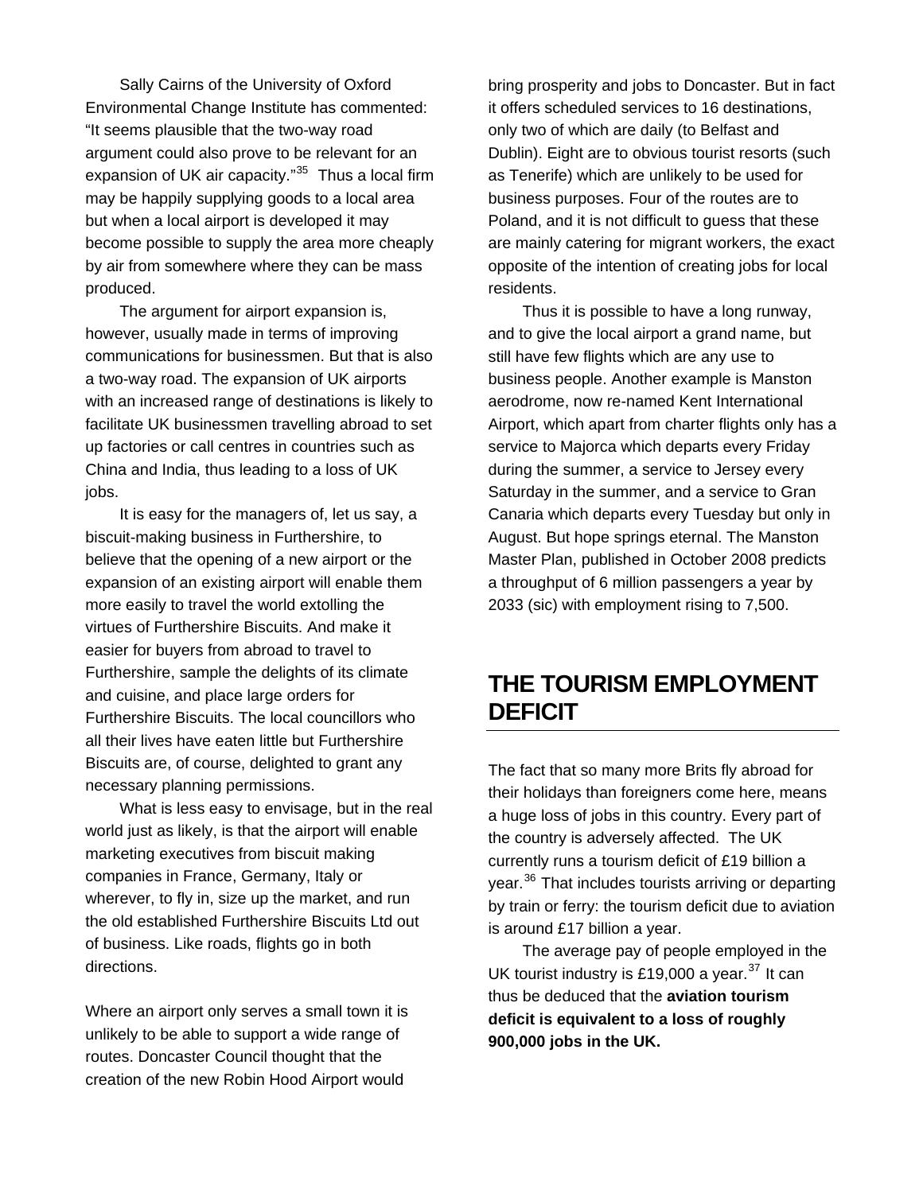Sally Cairns of the University of Oxford Environmental Change Institute has commented: “It seems plausible that the two-way road argument could also prove to be relevant for an expansion of UK air capacity.”[35] Thus a local firm may be happily supplying goods to a local area but when a local airport is developed it may become possible to supply the area more cheaply by air from somewhere where they can be mass produced.

The argument for airport expansion is, however, usually made in terms of improving communications for businessmen. But that is also a two-way road. The expansion of UK airports with an increased range of destinations is likely to facilitate UK businessmen travelling abroad to set up factories or call centres in countries such as China and India, thus leading to a loss of UK jobs.

It is easy for the managers of, let us say, a biscuit-making business in Furthershire, to believe that the opening of a new airport or the expansion of an existing airport will enable them more easily to travel the world extolling the virtues of Furthershire Biscuits. And make it easier for buyers from abroad to travel to Furthershire, sample the delights of its climate and cuisine, and place large orders for Furthershire Biscuits. The local councillors who all their lives have eaten little but Furthershire Biscuits are, of course, delighted to grant any necessary planning permissions.

What is less easy to envisage, but in the real world just as likely, is that the airport will enable marketing executives from biscuit making companies in France, Germany, Italy or wherever, to fly in, size up the market, and run the old established Furthershire Biscuits Ltd out of business. Like roads, flights go in both directions.

Where an airport only serves a small town it is unlikely to be able to support a wide range of routes. Doncaster Council thought that the creation of the new Robin Hood Airport would bring prosperity and jobs to Doncaster. But in fact it offers scheduled services to 16 destinations, only two of which are daily (to Belfast and Dublin). Eight are to obvious tourist resorts (such as Tenerife) which are unlikely to be used for business purposes. Four of the routes are to Poland, and it is not difficult to guess that these are mainly catering for migrant workers, the exact opposite of the intention of creating jobs for local residents.

Thus it is possible to have a long runway, and to give the local airport a grand name, but still have few flights which are any use to business people. Another example is Manston aerodrome, now re-named Kent International Airport, which apart from charter flights only has a service to Majorca which departs every Friday during the summer, a service to Jersey every Saturday in the summer, and a service to Gran Canaria which departs every Tuesday but only in August. But hope springs eternal. The Manston Master Plan, published in October 2008 predicts a throughput of 6 million passengers a year by 2033 (sic) with employment rising to 7,500.

## THE TOURISM EMPLOYMENT DEFICIT

The fact that so many more Brits fly abroad for their holidays than foreigners come here, means a huge loss of jobs in this country. Every part of the country is adversely affected. The UK currently runs a tourism deficit of £19 billion a year.[36] That includes tourists arriving or departing by train or ferry: the tourism deficit due to aviation is around £17 billion a year.

The average pay of people employed in the UK tourist industry is £19,000 a year.[37] It can thus be deduced that the **aviation tourism deficit is equivalent to a loss of roughly 900,000 jobs in the UK.**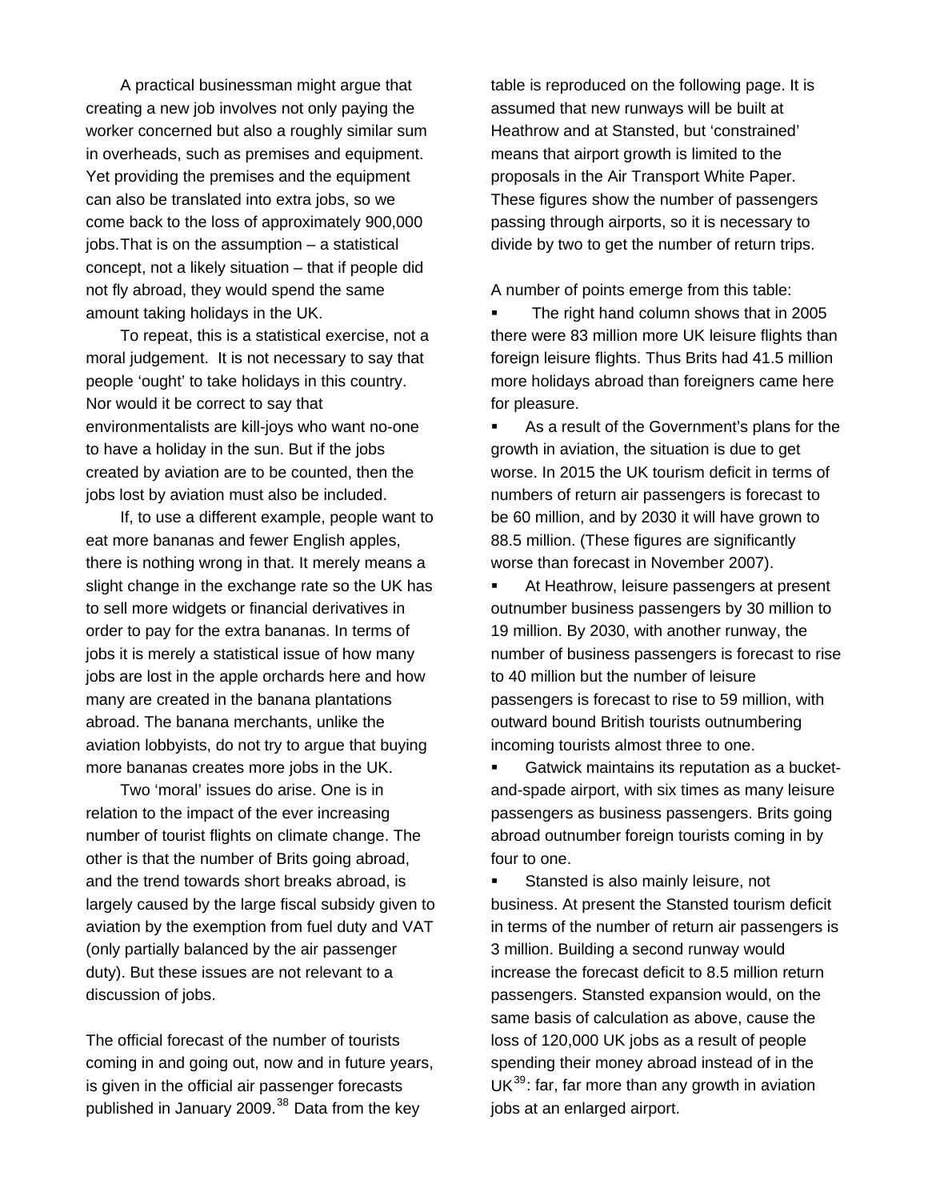A practical businessman might argue that creating a new job involves not only paying the worker concerned but also a roughly similar sum in overheads, such as premises and equipment. Yet providing the premises and the equipment can also be translated into extra jobs, so we come back to the loss of approximately 900,000 jobs.That is on the assumption – a statistical concept, not a likely situation – that if people did not fly abroad, they would spend the same amount taking holidays in the UK.

To repeat, this is a statistical exercise, not a moral judgement. It is not necessary to say that people 'ought' to take holidays in this country. Nor would it be correct to say that environmentalists are kill-joys who want no-one to have a holiday in the sun. But if the jobs created by aviation are to be counted, then the jobs lost by aviation must also be included.

If, to use a different example, people want to eat more bananas and fewer English apples, there is nothing wrong in that. It merely means a slight change in the exchange rate so the UK has to sell more widgets or financial derivatives in order to pay for the extra bananas. In terms of jobs it is merely a statistical issue of how many jobs are lost in the apple orchards here and how many are created in the banana plantations abroad. The banana merchants, unlike the aviation lobbyists, do not try to argue that buying more bananas creates more jobs in the UK.

Two 'moral' issues do arise. One is in relation to the impact of the ever increasing number of tourist flights on climate change. The other is that the number of Brits going abroad, and the trend towards short breaks abroad, is largely caused by the large fiscal subsidy given to aviation by the exemption from fuel duty and VAT (only partially balanced by the air passenger duty). But these issues are not relevant to a discussion of jobs.

The official forecast of the number of tourists coming in and going out, now and in future years, is given in the official air passenger forecasts published in January 2009.[38] Data from the key table is reproduced on the following page. It is assumed that new runways will be built at Heathrow and at Stansted, but 'constrained' means that airport growth is limited to the proposals in the Air Transport White Paper. These figures show the number of passengers passing through airports, so it is necessary to divide by two to get the number of return trips.

A number of points emerge from this table:

- The right hand column shows that in 2005 there were 83 million more UK leisure flights than foreign leisure flights. Thus Brits had 41.5 million more holidays abroad than foreigners came here for pleasure.
- As a result of the Government's plans for the growth in aviation, the situation is due to get worse. In 2015 the UK tourism deficit in terms of numbers of return air passengers is forecast to be 60 million, and by 2030 it will have grown to 88.5 million. (These figures are significantly worse than forecast in November 2007).
- At Heathrow, leisure passengers at present outnumber business passengers by 30 million to 19 million. By 2030, with another runway, the number of business passengers is forecast to rise to 40 million but the number of leisure passengers is forecast to rise to 59 million, with outward bound British tourists outnumbering incoming tourists almost three to one.
- Gatwick maintains its reputation as a bucket-and-spade airport, with six times as many leisure passengers as business passengers. Brits going abroad outnumber foreign tourists coming in by four to one.
- Stansted is also mainly leisure, not business. At present the Stansted tourism deficit in terms of the number of return air passengers is 3 million. Building a second runway would increase the forecast deficit to 8.5 million return passengers. Stansted expansion would, on the same basis of calculation as above, cause the loss of 120,000 UK jobs as a result of people spending their money abroad instead of in the UK[39]: far, far more than any growth in aviation jobs at an enlarged airport.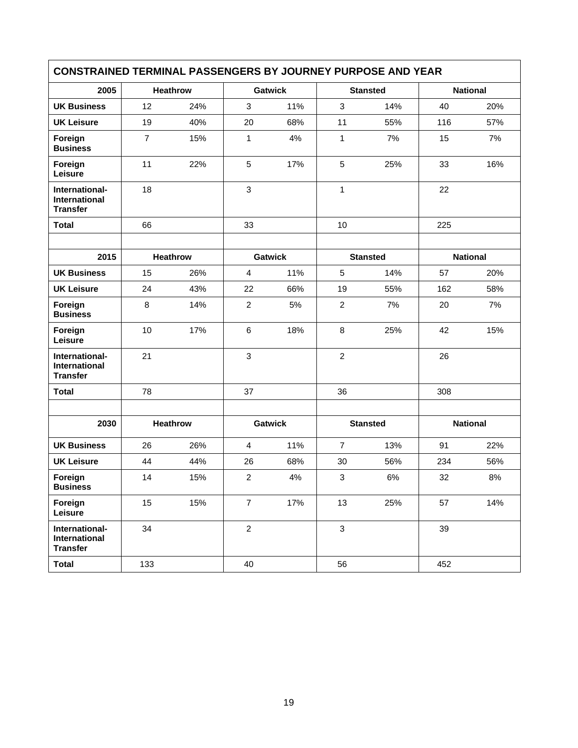**CONSTRAINED TERMINAL PASSENGERS BY JOURNEY PURPOSE AND YEAR**

| 2005 | Heathrow | | Gatwick | | Stansted | | National | |
|---|---|---|---|---|---|---|---|---|
| **UK Business** | 12 | 24% | 3 | 11% | 3 | 14% | 40 | 20% |
| **UK Leisure** | 19 | 40% | 20 | 68% | 11 | 55% | 116 | 57% |
| **Foreign Business** | 7 | 15% | 1 | 4% | 1 | 7% | 15 | 7% |
| **Foreign Leisure** | 11 | 22% | 5 | 17% | 5 | 25% | 33 | 16% |
| **International-International Transfer** | 18 | | 3 | | 1 | | 22 | |
| **Total** | 66 | | 33 | | 10 | | 225 | |
| | | | | | | | | |
| **2015** | **Heathrow** | | **Gatwick** | | **Stansted** | | **National** | |
| **UK Business** | 15 | 26% | 4 | 11% | 5 | 14% | 57 | 20% |
| **UK Leisure** | 24 | 43% | 22 | 66% | 19 | 55% | 162 | 58% |
| **Foreign Business** | 8 | 14% | 2 | 5% | 2 | 7% | 20 | 7% |
| **Foreign Leisure** | 10 | 17% | 6 | 18% | 8 | 25% | 42 | 15% |
| **International-International Transfer** | 21 | | 3 | | 2 | | 26 | |
| **Total** | 78 | | 37 | | 36 | | 308 | |
| | | | | | | | | |
| **2030** | **Heathrow** | | **Gatwick** | | **Stansted** | | **National** | |
| **UK Business** | 26 | 26% | 4 | 11% | 7 | 13% | 91 | 22% |
| **UK Leisure** | 44 | 44% | 26 | 68% | 30 | 56% | 234 | 56% |
| **Foreign Business** | 14 | 15% | 2 | 4% | 3 | 6% | 32 | 8% |
| **Foreign Leisure** | 15 | 15% | 7 | 17% | 13 | 25% | 57 | 14% |
| **International-International Transfer** | 34 | | 2 | | 3 | | 39 | |
| **Total** | 133 | | 40 | | 56 | | 452 | |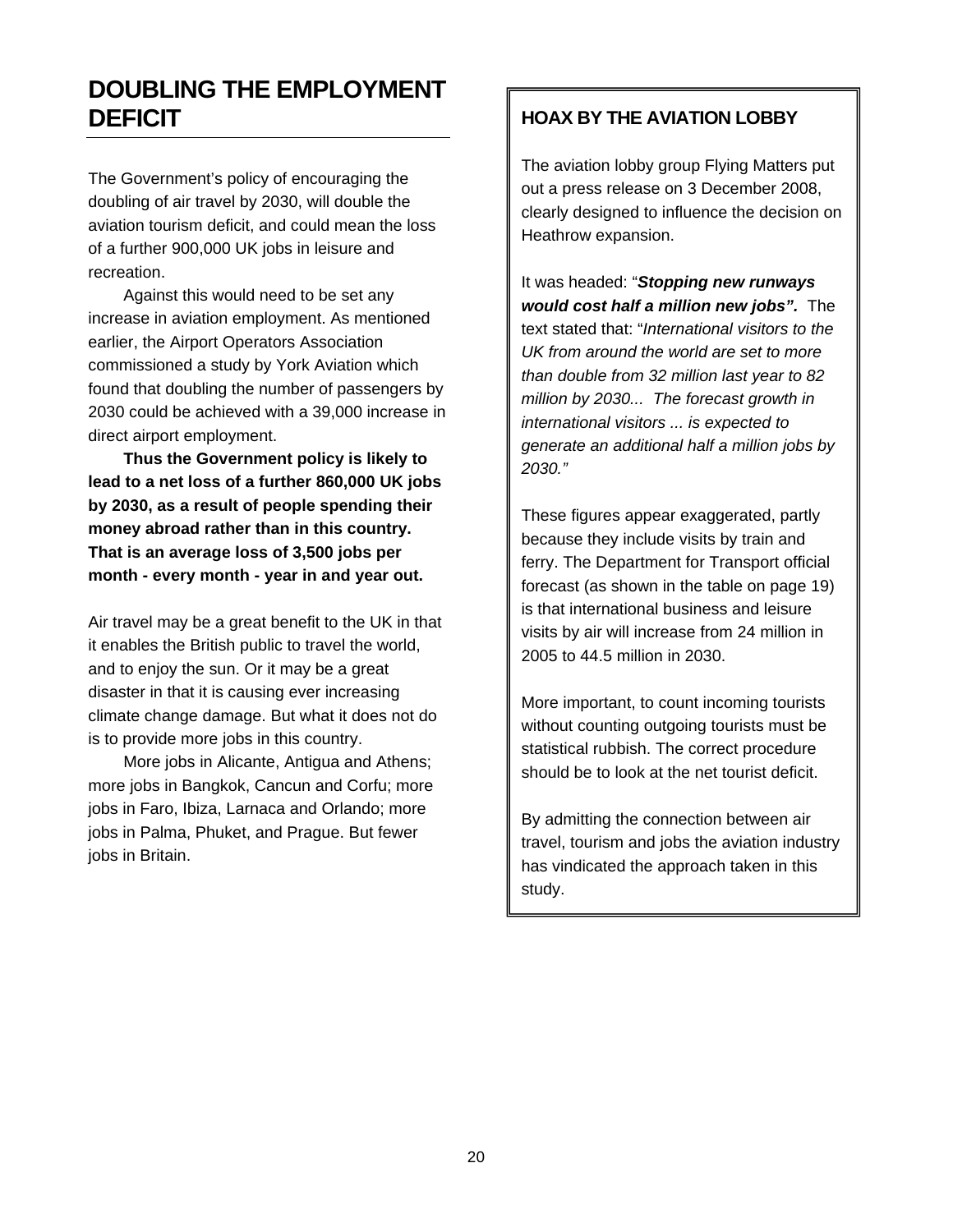## DOUBLING THE EMPLOYMENT DEFICIT

The Government's policy of encouraging the doubling of air travel by 2030, will double the aviation tourism deficit, and could mean the loss of a further 900,000 UK jobs in leisure and recreation.

Against this would need to be set any increase in aviation employment. As mentioned earlier, the Airport Operators Association commissioned a study by York Aviation which found that doubling the number of passengers by 2030 could be achieved with a 39,000 increase in direct airport employment.

**Thus the Government policy is likely to lead to a net loss of a further 860,000 UK jobs by 2030, as a result of people spending their money abroad rather than in this country. That is an average loss of 3,500 jobs per month - every month - year in and year out.**

Air travel may be a great benefit to the UK in that it enables the British public to travel the world, and to enjoy the sun. Or it may be a great disaster in that it is causing ever increasing climate change damage. But what it does not do is to provide more jobs in this country.

More jobs in Alicante, Antigua and Athens; more jobs in Bangkok, Cancun and Corfu; more jobs in Faro, Ibiza, Larnaca and Orlando; more jobs in Palma, Phuket, and Prague. But fewer jobs in Britain.

### HOAX BY THE AVIATION LOBBY

The aviation lobby group Flying Matters put out a press release on 3 December 2008, clearly designed to influence the decision on Heathrow expansion.

It was headed: "***Stopping new runways would cost half a million new jobs".*** The text stated that: "*International visitors to the UK from around the world are set to more than double from 32 million last year to 82 million by 2030... The forecast growth in international visitors ... is expected to generate an additional half a million jobs by 2030."*

These figures appear exaggerated, partly because they include visits by train and ferry. The Department for Transport official forecast (as shown in the table on page 19) is that international business and leisure visits by air will increase from 24 million in 2005 to 44.5 million in 2030.

More important, to count incoming tourists without counting outgoing tourists must be statistical rubbish. The correct procedure should be to look at the net tourist deficit.

By admitting the connection between air travel, tourism and jobs the aviation industry has vindicated the approach taken in this study.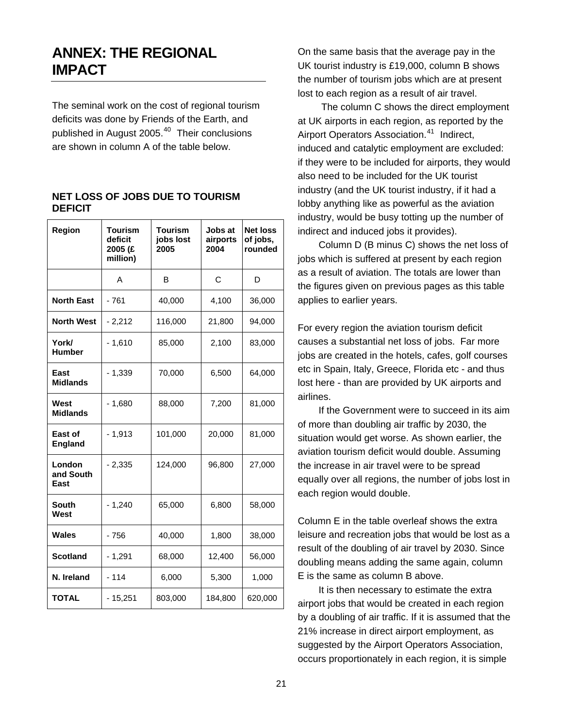# ANNEX: THE REGIONAL IMPACT

The seminal work on the cost of regional tourism deficits was done by Friends of the Earth, and published in August 2005.[40] Their conclusions are shown in column A of the table below.

**NET LOSS OF JOBS DUE TO TOURISM DEFICIT**

| Region | Tourism deficit 2005 (£ million) | Tourism jobs lost 2005 | Jobs at airports 2004 | Net loss of jobs, rounded |
|---|---|---|---|---|
| | A | B | C | D |
| **North East** | - 761 | 40,000 | 4,100 | 36,000 |
| **North West** | - 2,212 | 116,000 | 21,800 | 94,000 |
| **York/ Humber** | - 1,610 | 85,000 | 2,100 | 83,000 |
| **East Midlands** | - 1,339 | 70,000 | 6,500 | 64,000 |
| **West Midlands** | - 1,680 | 88,000 | 7,200 | 81,000 |
| **East of England** | - 1,913 | 101,000 | 20,000 | 81,000 |
| **London and South East** | - 2,335 | 124,000 | 96,800 | 27,000 |
| **South West** | - 1,240 | 65,000 | 6,800 | 58,000 |
| **Wales** | - 756 | 40,000 | 1,800 | 38,000 |
| **Scotland** | - 1,291 | 68,000 | 12,400 | 56,000 |
| **N. Ireland** | - 114 | 6,000 | 5,300 | 1,000 |
| **TOTAL** | - 15,251 | 803,000 | 184,800 | 620,000 |

On the same basis that the average pay in the UK tourist industry is £19,000, column B shows the number of tourism jobs which are at present lost to each region as a result of air travel.

The column C shows the direct employment at UK airports in each region, as reported by the Airport Operators Association.[41] Indirect, induced and catalytic employment are excluded: if they were to be included for airports, they would also need to be included for the UK tourist industry (and the UK tourist industry, if it had a lobby anything like as powerful as the aviation industry, would be busy totting up the number of indirect and induced jobs it provides).

Column D (B minus C) shows the net loss of jobs which is suffered at present by each region as a result of aviation. The totals are lower than the figures given on previous pages as this table applies to earlier years.

For every region the aviation tourism deficit causes a substantial net loss of jobs. Far more jobs are created in the hotels, cafes, golf courses etc in Spain, Italy, Greece, Florida etc - and thus lost here - than are provided by UK airports and airlines.

If the Government were to succeed in its aim of more than doubling air traffic by 2030, the situation would get worse. As shown earlier, the aviation tourism deficit would double. Assuming the increase in air travel were to be spread equally over all regions, the number of jobs lost in each region would double.

Column E in the table overleaf shows the extra leisure and recreation jobs that would be lost as a result of the doubling of air travel by 2030. Since doubling means adding the same again, column E is the same as column B above.

It is then necessary to estimate the extra airport jobs that would be created in each region by a doubling of air traffic. If it is assumed that the 21% increase in direct airport employment, as suggested by the Airport Operators Association, occurs proportionately in each region, it is simple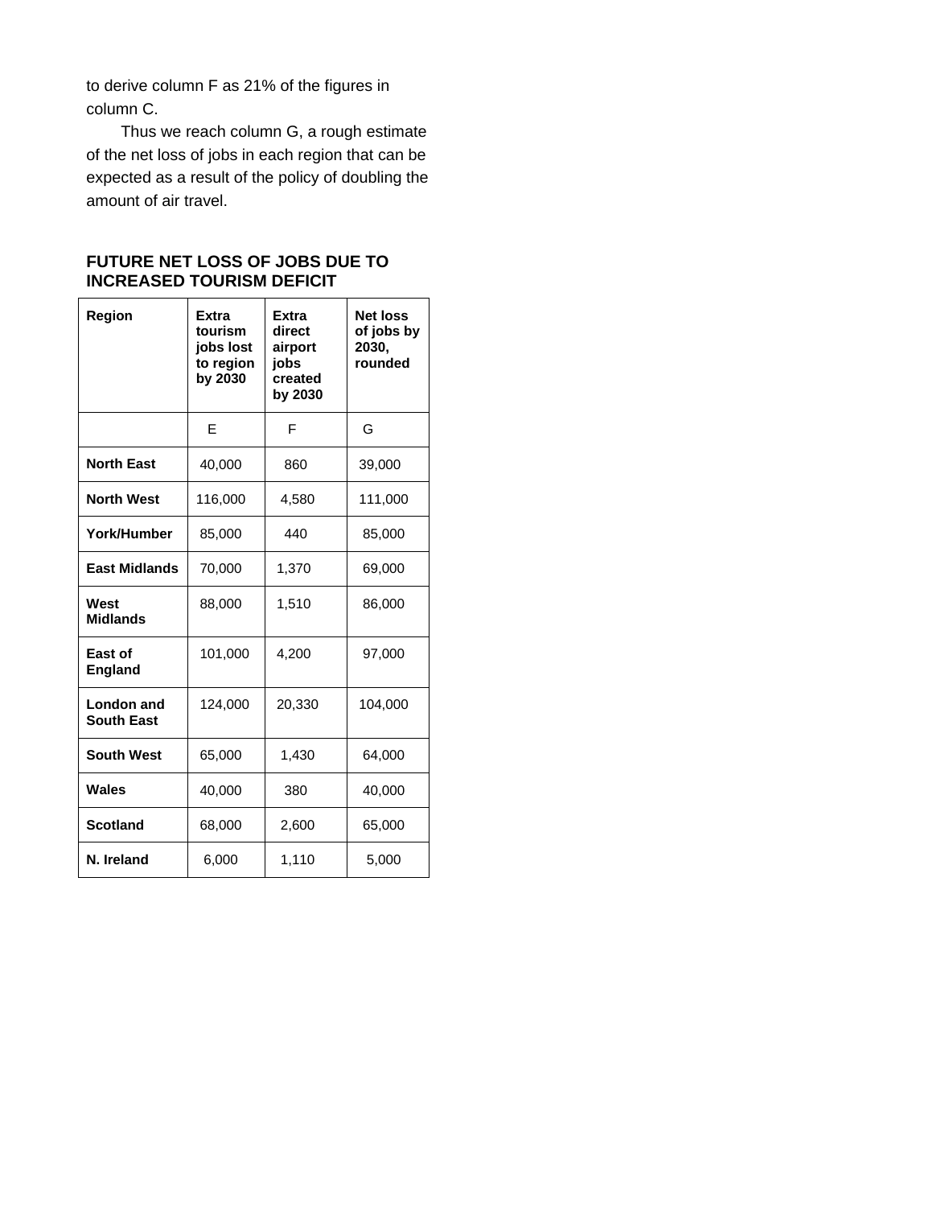to derive column F as 21% of the figures in column C.

Thus we reach column G, a rough estimate of the net loss of jobs in each region that can be expected as a result of the policy of doubling the amount of air travel.

**FUTURE NET LOSS OF JOBS DUE TO INCREASED TOURISM DEFICIT**

| Region | Extra tourism jobs lost to region by 2030 | Extra direct airport jobs created by 2030 | Net loss of jobs by 2030, rounded |
|---|---|---|---|
| | E | F | G |
| **North East** | 40,000 | 860 | 39,000 |
| **North West** | 116,000 | 4,580 | 111,000 |
| **York/Humber** | 85,000 | 440 | 85,000 |
| **East Midlands** | 70,000 | 1,370 | 69,000 |
| **West Midlands** | 88,000 | 1,510 | 86,000 |
| **East of England** | 101,000 | 4,200 | 97,000 |
| **London and South East** | 124,000 | 20,330 | 104,000 |
| **South West** | 65,000 | 1,430 | 64,000 |
| **Wales** | 40,000 | 380 | 40,000 |
| **Scotland** | 68,000 | 2,600 | 65,000 |
| **N. Ireland** | 6,000 | 1,110 | 5,000 |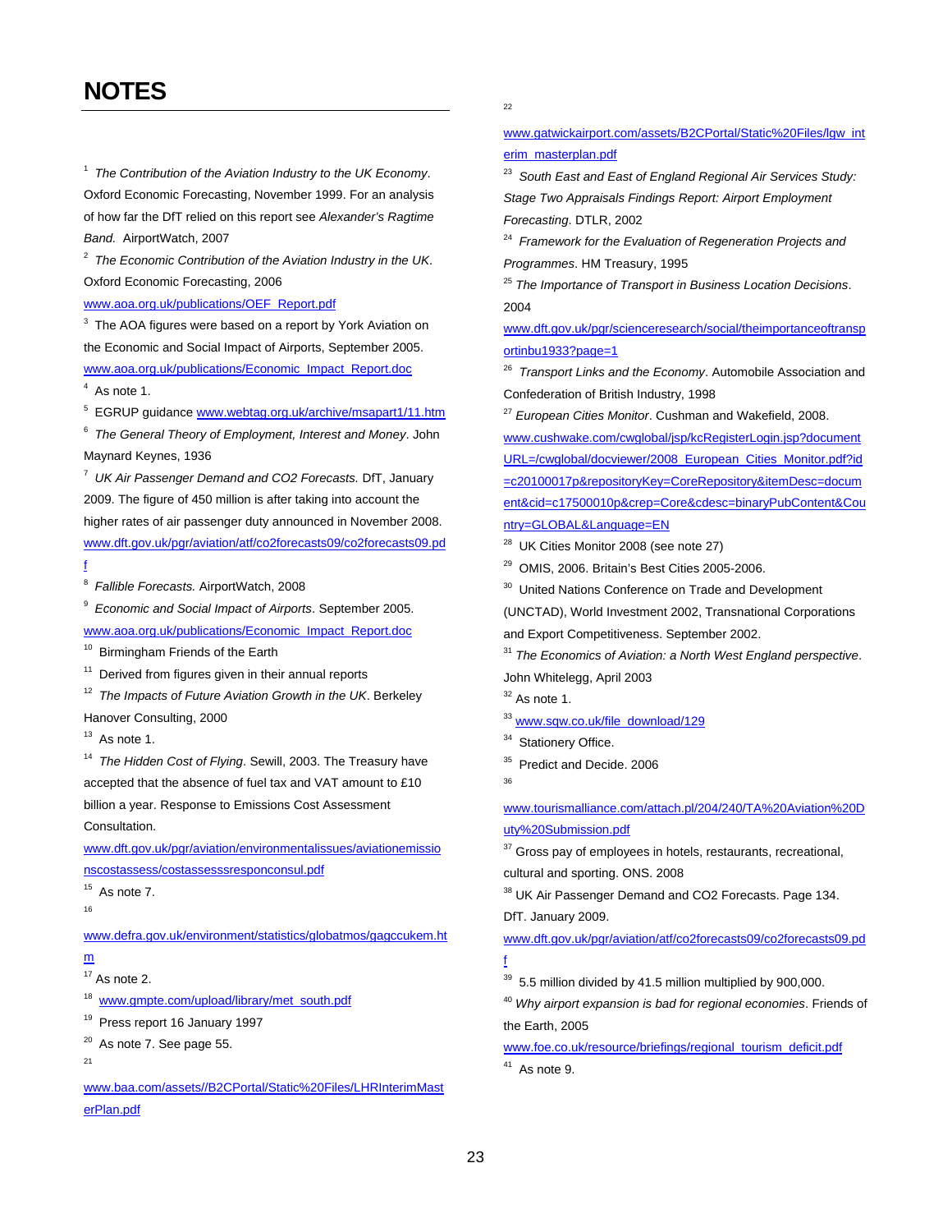# NOTES

[1] *The Contribution of the Aviation Industry to the UK Economy*. Oxford Economic Forecasting, November 1999. For an analysis of how far the DfT relied on this report see *Alexander's Ragtime Band.* AirportWatch, 2007

[2] *The Economic Contribution of the Aviation Industry in the UK*. Oxford Economic Forecasting, 2006 www.aoa.org.uk/publications/OEF_Report.pdf

[3] The AOA figures were based on a report by York Aviation on the Economic and Social Impact of Airports, September 2005. www.aoa.org.uk/publications/Economic_Impact_Report.doc

[4] As note 1.

[5] EGRUP guidance www.webtag.org.uk/archive/msapart1/11.htm

[6] *The General Theory of Employment, Interest and Money*. John Maynard Keynes, 1936

[7] *UK Air Passenger Demand and CO2 Forecasts.* DfT, January 2009. The figure of 450 million is after taking into account the higher rates of air passenger duty announced in November 2008. www.dft.gov.uk/pgr/aviation/atf/co2forecasts09/co2forecasts09.pdf

[8] *Fallible Forecasts.* AirportWatch, 2008

[9] *Economic and Social Impact of Airports*. September 2005. www.aoa.org.uk/publications/Economic_Impact_Report.doc

[10] Birmingham Friends of the Earth

[11] Derived from figures given in their annual reports

[12] *The Impacts of Future Aviation Growth in the UK*. Berkeley Hanover Consulting, 2000

[13] As note 1.

[14] *The Hidden Cost of Flying*. Sewill, 2003. The Treasury have accepted that the absence of fuel tax and VAT amount to £10 billion a year. Response to Emissions Cost Assessment Consultation. www.dft.gov.uk/pgr/aviation/environmentalissues/aviationemissionscostassess/costassesssresponconsul.pdf

[15] As note 7.

[16] www.defra.gov.uk/environment/statistics/globatmos/gagccukem.htm

[17] As note 2.

[18] www.gmpte.com/upload/library/met_south.pdf

[19] Press report 16 January 1997

[20] As note 7. See page 55.

[21] www.baa.com/assets//B2CPortal/Static%20Files/LHRInterimMasterPlan.pdf

[22] www.gatwickairport.com/assets/B2CPortal/Static%20Files/lgw_interim_masterplan.pdf

[23] *South East and East of England Regional Air Services Study: Stage Two Appraisals Findings Report: Airport Employment Forecasting*. DTLR, 2002

[24] *Framework for the Evaluation of Regeneration Projects and Programmes*. HM Treasury, 1995

[25] *The Importance of Transport in Business Location Decisions*. 2004 www.dft.gov.uk/pgr/scienceresearch/social/theimportanceoftransportinbu1933?page=1

[26] *Transport Links and the Economy*. Automobile Association and Confederation of British Industry, 1998

[27] *European Cities Monitor*. Cushman and Wakefield, 2008. www.cushwake.com/cwglobal/jsp/kcRegisterLogin.jsp?documentURL=/cwglobal/docviewer/2008_European_Cities_Monitor.pdf?id=c20100017p&repositoryKey=CoreRepository&itemDesc=document&cid=c17500010p&crep=Core&cdesc=binaryPubContent&Country=GLOBAL&Language=EN

[28] UK Cities Monitor 2008 (see note 27)

[29] OMIS, 2006. Britain's Best Cities 2005-2006.

[30] United Nations Conference on Trade and Development (UNCTAD), World Investment 2002, Transnational Corporations and Export Competitiveness. September 2002.

[31] *The Economics of Aviation: a North West England perspective*. John Whitelegg, April 2003

[32] As note 1.

[33] www.sqw.co.uk/file_download/129

[34] Stationery Office.

[35] Predict and Decide. 2006

[36] www.tourismalliance.com/attach.pl/204/240/TA%20Aviation%20Duty%20Submission.pdf

[37] Gross pay of employees in hotels, restaurants, recreational, cultural and sporting. ONS. 2008

[38] UK Air Passenger Demand and CO2 Forecasts. Page 134. DfT. January 2009. www.dft.gov.uk/pgr/aviation/atf/co2forecasts09/co2forecasts09.pdf

[39] 5.5 million divided by 41.5 million multiplied by 900,000.

[40] *Why airport expansion is bad for regional economies*. Friends of the Earth, 2005 www.foe.co.uk/resource/briefings/regional_tourism_deficit.pdf

[41] As note 9.